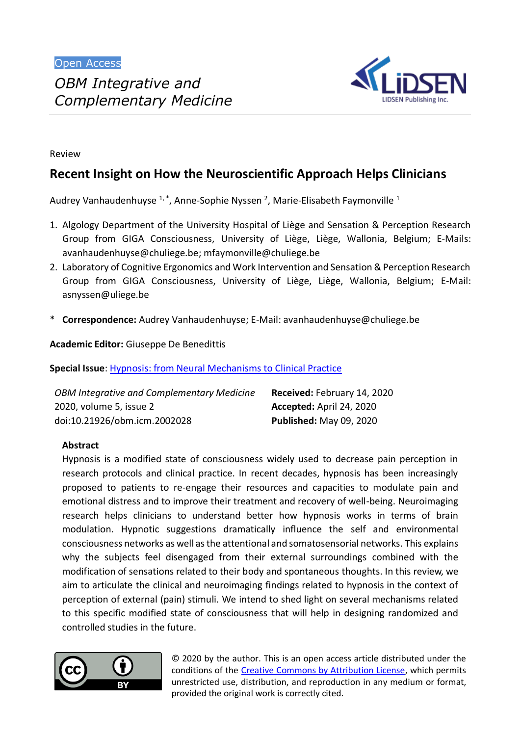Open Access

*OBM Integrative and Complementary Medicine*

Review

# Recent Insight on How the Neuroscientific Approach Helps Clinicians

Audrey Vanhaudenhuyse [1,*], Anne-Sophie Nyssen [2], Marie-Elisabeth Faymonville [1]

1. Algology Department of the University Hospital of Liège and Sensation & Perception Research Group from GIGA Consciousness, University of Liège, Liège, Wallonia, Belgium; E-Mails: avanhaudenhuyse@chuliege.be; mfaymonville@chuliege.be
2. Laboratory of Cognitive Ergonomics and Work Intervention and Sensation & Perception Research Group from GIGA Consciousness, University of Liège, Liège, Wallonia, Belgium; E-Mail: asnyssen@uliege.be

\* **Correspondence:** Audrey Vanhaudenhuyse; E-Mail: avanhaudenhuyse@chuliege.be

**Academic Editor:** Giuseppe De Benedittis

**Special Issue**: Hypnosis: from Neural Mechanisms to Clinical Practice

| *OBM Integrative and Complementary Medicine* | **Received:** February 14, 2020 |
|---|---|
| 2020, volume 5, issue 2 | **Accepted:** April 24, 2020 |
| doi:10.21926/obm.icm.2002028 | **Published:** May 09, 2020 |

## Abstract

Hypnosis is a modified state of consciousness widely used to decrease pain perception in research protocols and clinical practice. In recent decades, hypnosis has been increasingly proposed to patients to re-engage their resources and capacities to modulate pain and emotional distress and to improve their treatment and recovery of well-being. Neuroimaging research helps clinicians to understand better how hypnosis works in terms of brain modulation. Hypnotic suggestions dramatically influence the self and environmental consciousness networks as well as the attentional and somatosensorial networks. This explains why the subjects feel disengaged from their external surroundings combined with the modification of sensations related to their body and spontaneous thoughts. In this review, we aim to articulate the clinical and neuroimaging findings related to hypnosis in the context of perception of external (pain) stimuli. We intend to shed light on several mechanisms related to this specific modified state of consciousness that will help in designing randomized and controlled studies in the future.

© 2020 by the author. This is an open access article distributed under the conditions of the Creative Commons by Attribution License, which permits unrestricted use, distribution, and reproduction in any medium or format, provided the original work is correctly cited.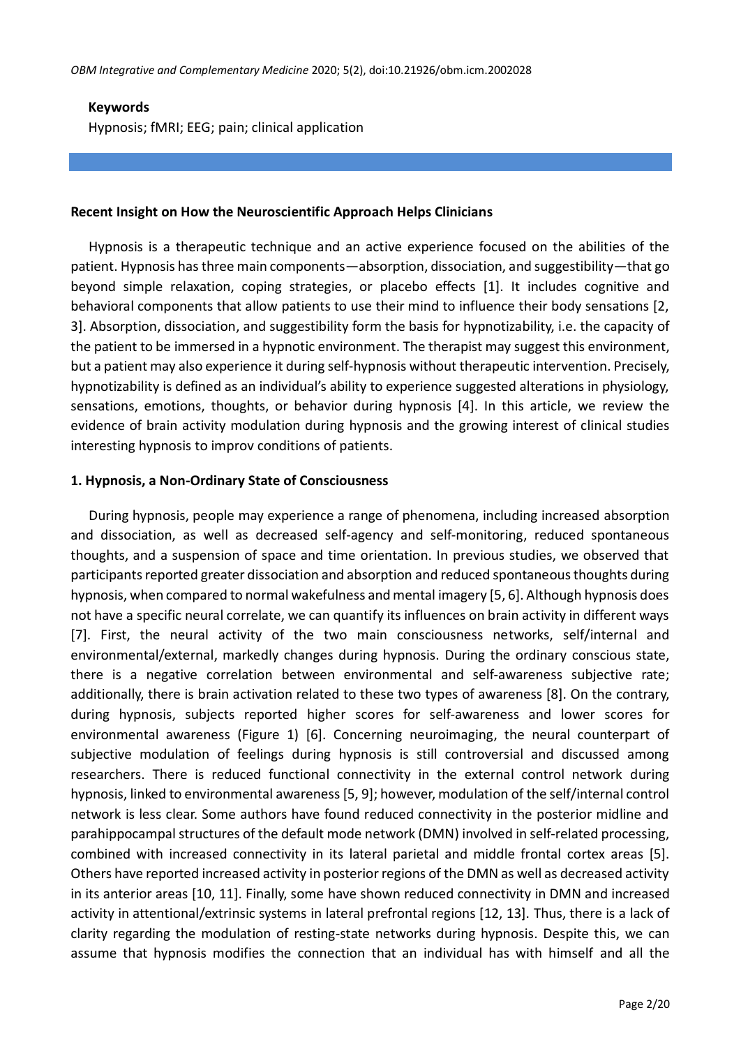**Keywords**

Hypnosis; fMRI; EEG; pain; clinical application

## Recent Insight on How the Neuroscientific Approach Helps Clinicians

Hypnosis is a therapeutic technique and an active experience focused on the abilities of the patient. Hypnosis has three main components—absorption, dissociation, and suggestibility—that go beyond simple relaxation, coping strategies, or placebo effects [1]. It includes cognitive and behavioral components that allow patients to use their mind to influence their body sensations [2, 3]. Absorption, dissociation, and suggestibility form the basis for hypnotizability, i.e. the capacity of the patient to be immersed in a hypnotic environment. The therapist may suggest this environment, but a patient may also experience it during self-hypnosis without therapeutic intervention. Precisely, hypnotizability is defined as an individual's ability to experience suggested alterations in physiology, sensations, emotions, thoughts, or behavior during hypnosis [4]. In this article, we review the evidence of brain activity modulation during hypnosis and the growing interest of clinical studies interesting hypnosis to improv conditions of patients.

## 1. Hypnosis, a Non-Ordinary State of Consciousness

During hypnosis, people may experience a range of phenomena, including increased absorption and dissociation, as well as decreased self-agency and self-monitoring, reduced spontaneous thoughts, and a suspension of space and time orientation. In previous studies, we observed that participants reported greater dissociation and absorption and reduced spontaneous thoughts during hypnosis, when compared to normal wakefulness and mental imagery [5, 6]. Although hypnosis does not have a specific neural correlate, we can quantify its influences on brain activity in different ways [7]. First, the neural activity of the two main consciousness networks, self/internal and environmental/external, markedly changes during hypnosis. During the ordinary conscious state, there is a negative correlation between environmental and self-awareness subjective rate; additionally, there is brain activation related to these two types of awareness [8]. On the contrary, during hypnosis, subjects reported higher scores for self-awareness and lower scores for environmental awareness (Figure 1) [6]. Concerning neuroimaging, the neural counterpart of subjective modulation of feelings during hypnosis is still controversial and discussed among researchers. There is reduced functional connectivity in the external control network during hypnosis, linked to environmental awareness [5, 9]; however, modulation of the self/internal control network is less clear. Some authors have found reduced connectivity in the posterior midline and parahippocampal structures of the default mode network (DMN) involved in self-related processing, combined with increased connectivity in its lateral parietal and middle frontal cortex areas [5]. Others have reported increased activity in posterior regions of the DMN as well as decreased activity in its anterior areas [10, 11]. Finally, some have shown reduced connectivity in DMN and increased activity in attentional/extrinsic systems in lateral prefrontal regions [12, 13]. Thus, there is a lack of clarity regarding the modulation of resting-state networks during hypnosis. Despite this, we can assume that hypnosis modifies the connection that an individual has with himself and all the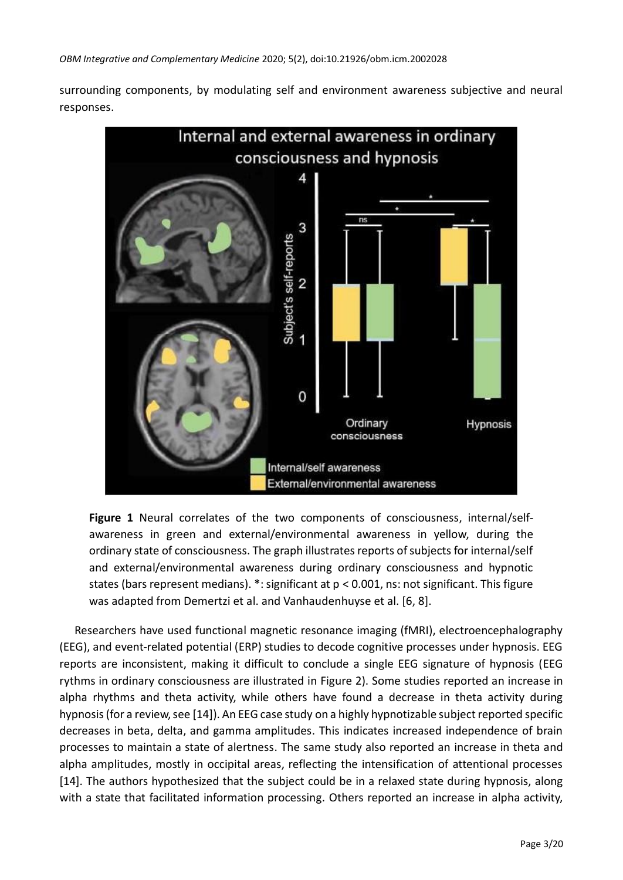surrounding components, by modulating self and environment awareness subjective and neural responses.

**Figure 1** Neural correlates of the two components of consciousness, internal/self-awareness in green and external/environmental awareness in yellow, during the ordinary state of consciousness. The graph illustrates reports of subjects for internal/self and external/environmental awareness during ordinary consciousness and hypnotic states (bars represent medians). *: significant at $p < 0.001$, ns: not significant. This figure was adapted from Demertzi et al. and Vanhaudenhuyse et al. [6, 8].

Researchers have used functional magnetic resonance imaging (fMRI), electroencephalography (EEG), and event-related potential (ERP) studies to decode cognitive processes under hypnosis. EEG reports are inconsistent, making it difficult to conclude a single EEG signature of hypnosis (EEG rythms in ordinary consciousness are illustrated in Figure 2). Some studies reported an increase in alpha rhythms and theta activity, while others have found a decrease in theta activity during hypnosis (for a review, see [14]). An EEG case study on a highly hypnotizable subject reported specific decreases in beta, delta, and gamma amplitudes. This indicates increased independence of brain processes to maintain a state of alertness. The same study also reported an increase in theta and alpha amplitudes, mostly in occipital areas, reflecting the intensification of attentional processes [14]. The authors hypothesized that the subject could be in a relaxed state during hypnosis, along with a state that facilitated information processing. Others reported an increase in alpha activity,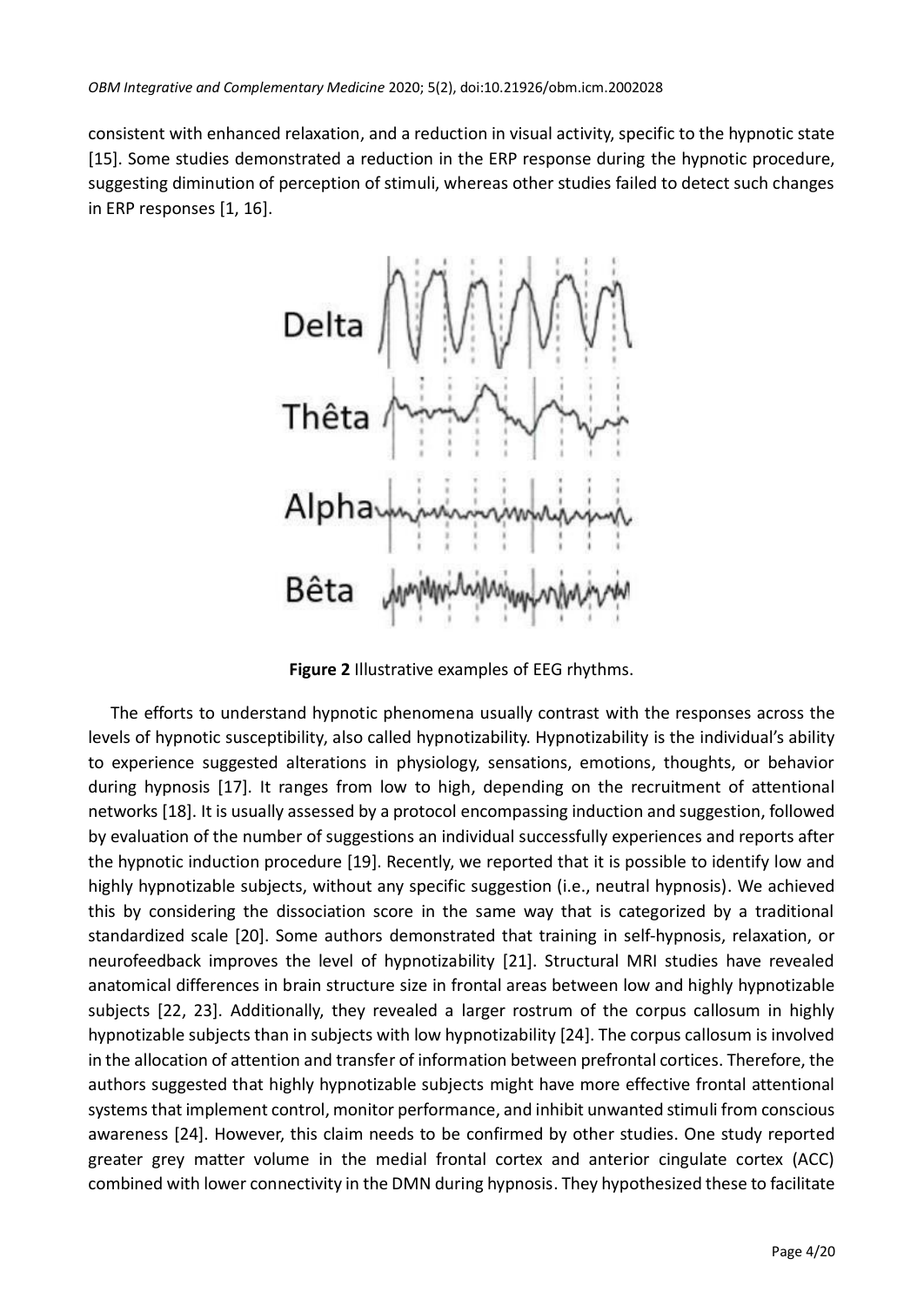consistent with enhanced relaxation, and a reduction in visual activity, specific to the hypnotic state [15]. Some studies demonstrated a reduction in the ERP response during the hypnotic procedure, suggesting diminution of perception of stimuli, whereas other studies failed to detect such changes in ERP responses [1, 16].

**Figure 2** Illustrative examples of EEG rhythms.

The efforts to understand hypnotic phenomena usually contrast with the responses across the levels of hypnotic susceptibility, also called hypnotizability. Hypnotizability is the individual's ability to experience suggested alterations in physiology, sensations, emotions, thoughts, or behavior during hypnosis [17]. It ranges from low to high, depending on the recruitment of attentional networks [18]. It is usually assessed by a protocol encompassing induction and suggestion, followed by evaluation of the number of suggestions an individual successfully experiences and reports after the hypnotic induction procedure [19]. Recently, we reported that it is possible to identify low and highly hypnotizable subjects, without any specific suggestion (i.e., neutral hypnosis). We achieved this by considering the dissociation score in the same way that is categorized by a traditional standardized scale [20]. Some authors demonstrated that training in self-hypnosis, relaxation, or neurofeedback improves the level of hypnotizability [21]. Structural MRI studies have revealed anatomical differences in brain structure size in frontal areas between low and highly hypnotizable subjects [22, 23]. Additionally, they revealed a larger rostrum of the corpus callosum in highly hypnotizable subjects than in subjects with low hypnotizability [24]. The corpus callosum is involved in the allocation of attention and transfer of information between prefrontal cortices. Therefore, the authors suggested that highly hypnotizable subjects might have more effective frontal attentional systems that implement control, monitor performance, and inhibit unwanted stimuli from conscious awareness [24]. However, this claim needs to be confirmed by other studies. One study reported greater grey matter volume in the medial frontal cortex and anterior cingulate cortex (ACC) combined with lower connectivity in the DMN during hypnosis. They hypothesized these to facilitate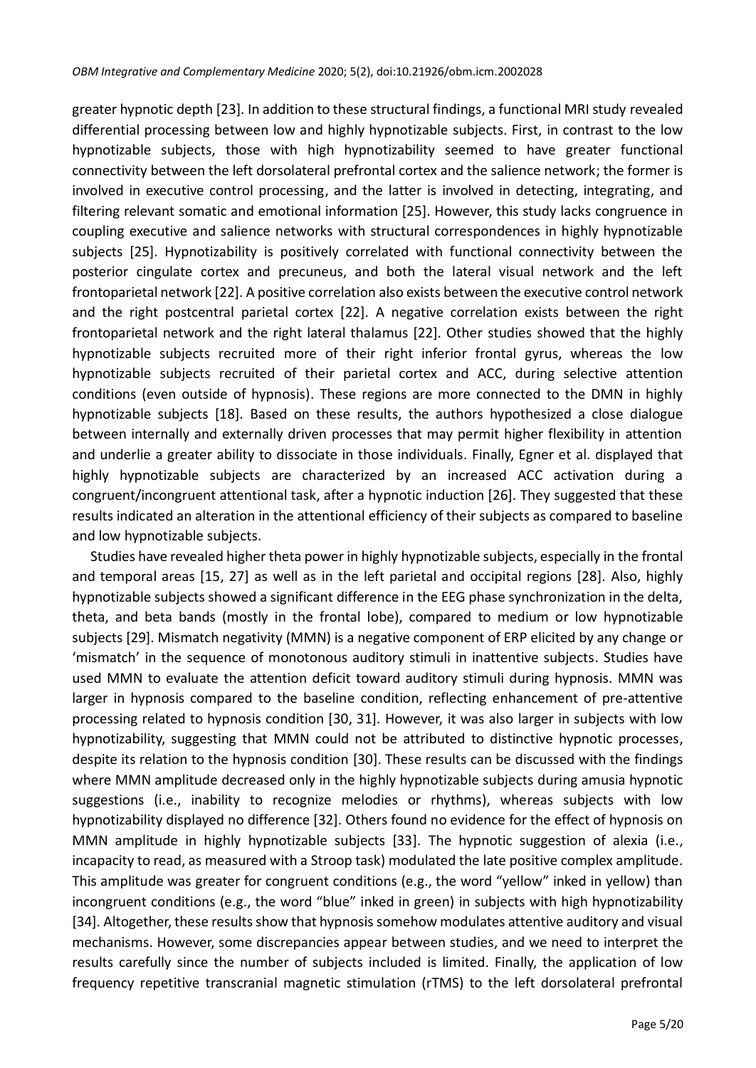greater hypnotic depth [23]. In addition to these structural findings, a functional MRI study revealed differential processing between low and highly hypnotizable subjects. First, in contrast to the low hypnotizable subjects, those with high hypnotizability seemed to have greater functional connectivity between the left dorsolateral prefrontal cortex and the salience network; the former is involved in executive control processing, and the latter is involved in detecting, integrating, and filtering relevant somatic and emotional information [25]. However, this study lacks congruence in coupling executive and salience networks with structural correspondences in highly hypnotizable subjects [25]. Hypnotizability is positively correlated with functional connectivity between the posterior cingulate cortex and precuneus, and both the lateral visual network and the left frontoparietal network [22]. A positive correlation also exists between the executive control network and the right postcentral parietal cortex [22]. A negative correlation exists between the right frontoparietal network and the right lateral thalamus [22]. Other studies showed that the highly hypnotizable subjects recruited more of their right inferior frontal gyrus, whereas the low hypnotizable subjects recruited of their parietal cortex and ACC, during selective attention conditions (even outside of hypnosis). These regions are more connected to the DMN in highly hypnotizable subjects [18]. Based on these results, the authors hypothesized a close dialogue between internally and externally driven processes that may permit higher flexibility in attention and underlie a greater ability to dissociate in those individuals. Finally, Egner et al. displayed that highly hypnotizable subjects are characterized by an increased ACC activation during a congruent/incongruent attentional task, after a hypnotic induction [26]. They suggested that these results indicated an alteration in the attentional efficiency of their subjects as compared to baseline and low hypnotizable subjects.

Studies have revealed higher theta power in highly hypnotizable subjects, especially in the frontal and temporal areas [15, 27] as well as in the left parietal and occipital regions [28]. Also, highly hypnotizable subjects showed a significant difference in the EEG phase synchronization in the delta, theta, and beta bands (mostly in the frontal lobe), compared to medium or low hypnotizable subjects [29]. Mismatch negativity (MMN) is a negative component of ERP elicited by any change or 'mismatch' in the sequence of monotonous auditory stimuli in inattentive subjects. Studies have used MMN to evaluate the attention deficit toward auditory stimuli during hypnosis. MMN was larger in hypnosis compared to the baseline condition, reflecting enhancement of pre-attentive processing related to hypnosis condition [30, 31]. However, it was also larger in subjects with low hypnotizability, suggesting that MMN could not be attributed to distinctive hypnotic processes, despite its relation to the hypnosis condition [30]. These results can be discussed with the findings where MMN amplitude decreased only in the highly hypnotizable subjects during amusia hypnotic suggestions (i.e., inability to recognize melodies or rhythms), whereas subjects with low hypnotizability displayed no difference [32]. Others found no evidence for the effect of hypnosis on MMN amplitude in highly hypnotizable subjects [33]. The hypnotic suggestion of alexia (i.e., incapacity to read, as measured with a Stroop task) modulated the late positive complex amplitude. This amplitude was greater for congruent conditions (e.g., the word "yellow" inked in yellow) than incongruent conditions (e.g., the word "blue" inked in green) in subjects with high hypnotizability [34]. Altogether, these results show that hypnosis somehow modulates attentive auditory and visual mechanisms. However, some discrepancies appear between studies, and we need to interpret the results carefully since the number of subjects included is limited. Finally, the application of low frequency repetitive transcranial magnetic stimulation (rTMS) to the left dorsolateral prefrontal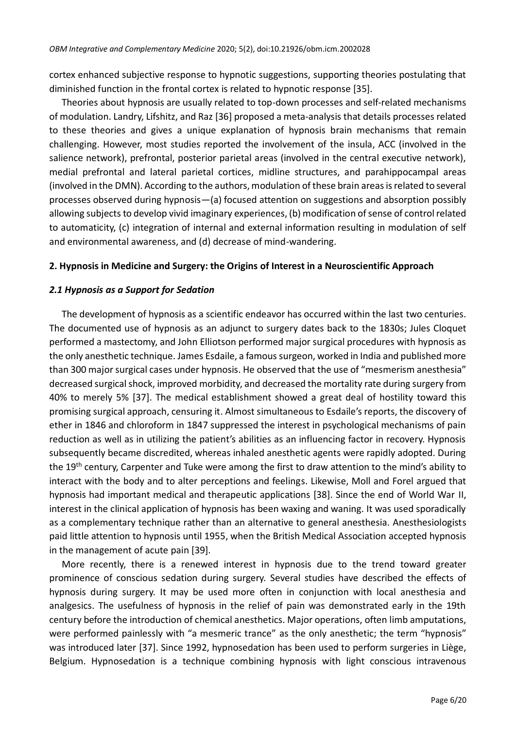cortex enhanced subjective response to hypnotic suggestions, supporting theories postulating that diminished function in the frontal cortex is related to hypnotic response [35].

Theories about hypnosis are usually related to top-down processes and self-related mechanisms of modulation. Landry, Lifshitz, and Raz [36] proposed a meta-analysis that details processes related to these theories and gives a unique explanation of hypnosis brain mechanisms that remain challenging. However, most studies reported the involvement of the insula, ACC (involved in the salience network), prefrontal, posterior parietal areas (involved in the central executive network), medial prefrontal and lateral parietal cortices, midline structures, and parahippocampal areas (involved in the DMN). According to the authors, modulation of these brain areas is related to several processes observed during hypnosis—(a) focused attention on suggestions and absorption possibly allowing subjects to develop vivid imaginary experiences, (b) modification of sense of control related to automaticity, (c) integration of internal and external information resulting in modulation of self and environmental awareness, and (d) decrease of mind-wandering.

## 2. Hypnosis in Medicine and Surgery: the Origins of Interest in a Neuroscientific Approach

### *2.1 Hypnosis as a Support for Sedation*

The development of hypnosis as a scientific endeavor has occurred within the last two centuries. The documented use of hypnosis as an adjunct to surgery dates back to the 1830s; Jules Cloquet performed a mastectomy, and John Elliotson performed major surgical procedures with hypnosis as the only anesthetic technique. James Esdaile, a famous surgeon, worked in India and published more than 300 major surgical cases under hypnosis. He observed that the use of "mesmerism anesthesia" decreased surgical shock, improved morbidity, and decreased the mortality rate during surgery from 40% to merely 5% [37]. The medical establishment showed a great deal of hostility toward this promising surgical approach, censuring it. Almost simultaneous to Esdaile's reports, the discovery of ether in 1846 and chloroform in 1847 suppressed the interest in psychological mechanisms of pain reduction as well as in utilizing the patient's abilities as an influencing factor in recovery. Hypnosis subsequently became discredited, whereas inhaled anesthetic agents were rapidly adopted. During the 19th century, Carpenter and Tuke were among the first to draw attention to the mind's ability to interact with the body and to alter perceptions and feelings. Likewise, Moll and Forel argued that hypnosis had important medical and therapeutic applications [38]. Since the end of World War II, interest in the clinical application of hypnosis has been waxing and waning. It was used sporadically as a complementary technique rather than an alternative to general anesthesia. Anesthesiologists paid little attention to hypnosis until 1955, when the British Medical Association accepted hypnosis in the management of acute pain [39].

More recently, there is a renewed interest in hypnosis due to the trend toward greater prominence of conscious sedation during surgery. Several studies have described the effects of hypnosis during surgery. It may be used more often in conjunction with local anesthesia and analgesics. The usefulness of hypnosis in the relief of pain was demonstrated early in the 19th century before the introduction of chemical anesthetics. Major operations, often limb amputations, were performed painlessly with "a mesmeric trance" as the only anesthetic; the term "hypnosis" was introduced later [37]. Since 1992, hypnosedation has been used to perform surgeries in Liège, Belgium. Hypnosedation is a technique combining hypnosis with light conscious intravenous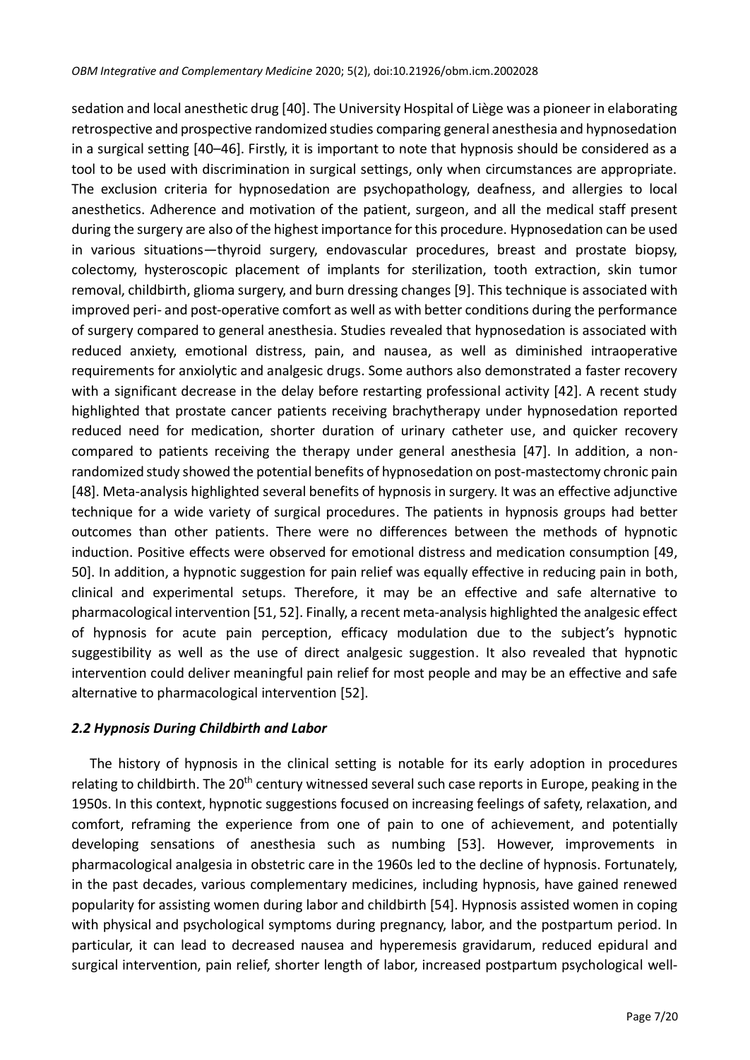sedation and local anesthetic drug [40]. The University Hospital of Liège was a pioneer in elaborating retrospective and prospective randomized studies comparing general anesthesia and hypnosedation in a surgical setting [40–46]. Firstly, it is important to note that hypnosis should be considered as a tool to be used with discrimination in surgical settings, only when circumstances are appropriate. The exclusion criteria for hypnosedation are psychopathology, deafness, and allergies to local anesthetics. Adherence and motivation of the patient, surgeon, and all the medical staff present during the surgery are also of the highest importance for this procedure. Hypnosedation can be used in various situations—thyroid surgery, endovascular procedures, breast and prostate biopsy, colectomy, hysteroscopic placement of implants for sterilization, tooth extraction, skin tumor removal, childbirth, glioma surgery, and burn dressing changes [9]. This technique is associated with improved peri- and post-operative comfort as well as with better conditions during the performance of surgery compared to general anesthesia. Studies revealed that hypnosedation is associated with reduced anxiety, emotional distress, pain, and nausea, as well as diminished intraoperative requirements for anxiolytic and analgesic drugs. Some authors also demonstrated a faster recovery with a significant decrease in the delay before restarting professional activity [42]. A recent study highlighted that prostate cancer patients receiving brachytherapy under hypnosedation reported reduced need for medication, shorter duration of urinary catheter use, and quicker recovery compared to patients receiving the therapy under general anesthesia [47]. In addition, a non-randomized study showed the potential benefits of hypnosedation on post-mastectomy chronic pain [48]. Meta-analysis highlighted several benefits of hypnosis in surgery. It was an effective adjunctive technique for a wide variety of surgical procedures. The patients in hypnosis groups had better outcomes than other patients. There were no differences between the methods of hypnotic induction. Positive effects were observed for emotional distress and medication consumption [49, 50]. In addition, a hypnotic suggestion for pain relief was equally effective in reducing pain in both, clinical and experimental setups. Therefore, it may be an effective and safe alternative to pharmacological intervention [51, 52]. Finally, a recent meta-analysis highlighted the analgesic effect of hypnosis for acute pain perception, efficacy modulation due to the subject's hypnotic suggestibility as well as the use of direct analgesic suggestion. It also revealed that hypnotic intervention could deliver meaningful pain relief for most people and may be an effective and safe alternative to pharmacological intervention [52].

### *2.2 Hypnosis During Childbirth and Labor*

The history of hypnosis in the clinical setting is notable for its early adoption in procedures relating to childbirth. The 20th century witnessed several such case reports in Europe, peaking in the 1950s. In this context, hypnotic suggestions focused on increasing feelings of safety, relaxation, and comfort, reframing the experience from one of pain to one of achievement, and potentially developing sensations of anesthesia such as numbing [53]. However, improvements in pharmacological analgesia in obstetric care in the 1960s led to the decline of hypnosis. Fortunately, in the past decades, various complementary medicines, including hypnosis, have gained renewed popularity for assisting women during labor and childbirth [54]. Hypnosis assisted women in coping with physical and psychological symptoms during pregnancy, labor, and the postpartum period. In particular, it can lead to decreased nausea and hyperemesis gravidarum, reduced epidural and surgical intervention, pain relief, shorter length of labor, increased postpartum psychological well-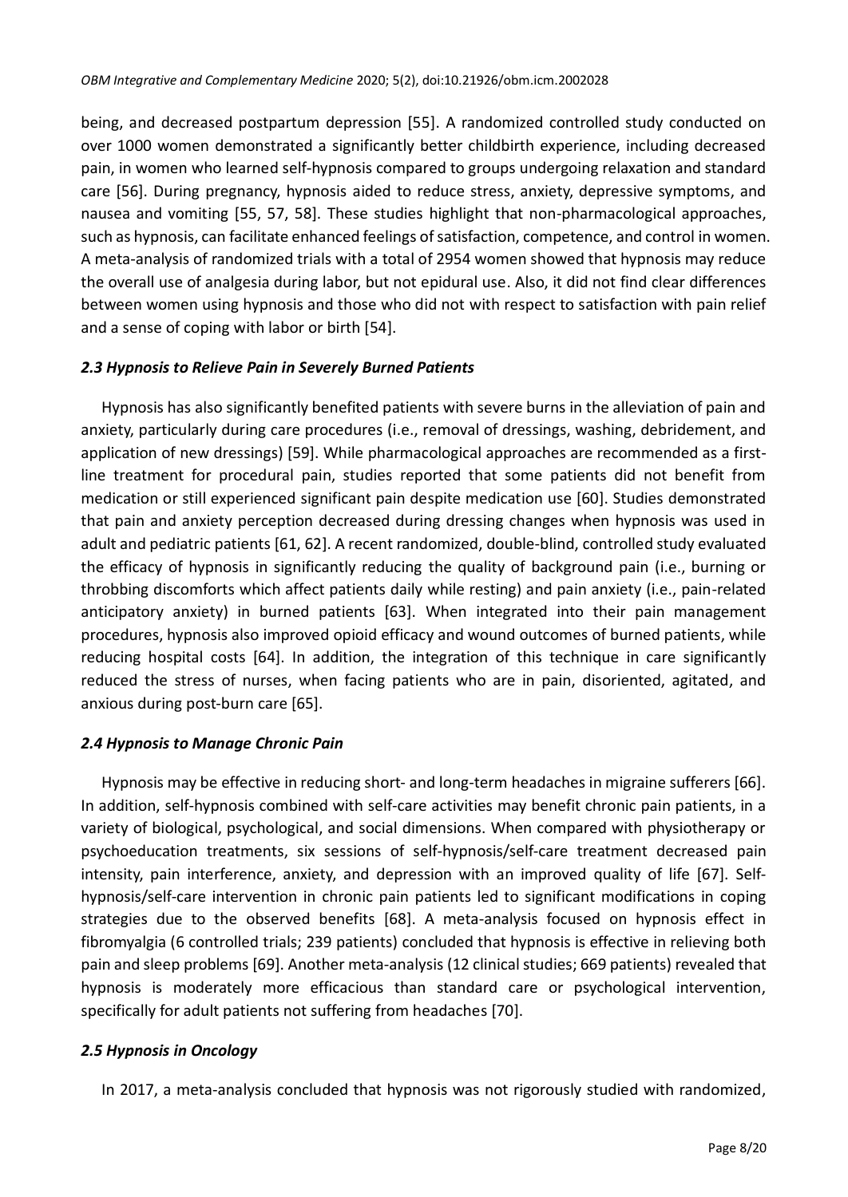being, and decreased postpartum depression [55]. A randomized controlled study conducted on over 1000 women demonstrated a significantly better childbirth experience, including decreased pain, in women who learned self-hypnosis compared to groups undergoing relaxation and standard care [56]. During pregnancy, hypnosis aided to reduce stress, anxiety, depressive symptoms, and nausea and vomiting [55, 57, 58]. These studies highlight that non-pharmacological approaches, such as hypnosis, can facilitate enhanced feelings of satisfaction, competence, and control in women. A meta-analysis of randomized trials with a total of 2954 women showed that hypnosis may reduce the overall use of analgesia during labor, but not epidural use. Also, it did not find clear differences between women using hypnosis and those who did not with respect to satisfaction with pain relief and a sense of coping with labor or birth [54].

### *2.3 Hypnosis to Relieve Pain in Severely Burned Patients*

Hypnosis has also significantly benefited patients with severe burns in the alleviation of pain and anxiety, particularly during care procedures (i.e., removal of dressings, washing, debridement, and application of new dressings) [59]. While pharmacological approaches are recommended as a first-line treatment for procedural pain, studies reported that some patients did not benefit from medication or still experienced significant pain despite medication use [60]. Studies demonstrated that pain and anxiety perception decreased during dressing changes when hypnosis was used in adult and pediatric patients [61, 62]. A recent randomized, double-blind, controlled study evaluated the efficacy of hypnosis in significantly reducing the quality of background pain (i.e., burning or throbbing discomforts which affect patients daily while resting) and pain anxiety (i.e., pain-related anticipatory anxiety) in burned patients [63]. When integrated into their pain management procedures, hypnosis also improved opioid efficacy and wound outcomes of burned patients, while reducing hospital costs [64]. In addition, the integration of this technique in care significantly reduced the stress of nurses, when facing patients who are in pain, disoriented, agitated, and anxious during post-burn care [65].

### *2.4 Hypnosis to Manage Chronic Pain*

Hypnosis may be effective in reducing short- and long-term headaches in migraine sufferers [66]. In addition, self-hypnosis combined with self-care activities may benefit chronic pain patients, in a variety of biological, psychological, and social dimensions. When compared with physiotherapy or psychoeducation treatments, six sessions of self-hypnosis/self-care treatment decreased pain intensity, pain interference, anxiety, and depression with an improved quality of life [67]. Self-hypnosis/self-care intervention in chronic pain patients led to significant modifications in coping strategies due to the observed benefits [68]. A meta-analysis focused on hypnosis effect in fibromyalgia (6 controlled trials; 239 patients) concluded that hypnosis is effective in relieving both pain and sleep problems [69]. Another meta-analysis (12 clinical studies; 669 patients) revealed that hypnosis is moderately more efficacious than standard care or psychological intervention, specifically for adult patients not suffering from headaches [70].

### *2.5 Hypnosis in Oncology*

In 2017, a meta-analysis concluded that hypnosis was not rigorously studied with randomized,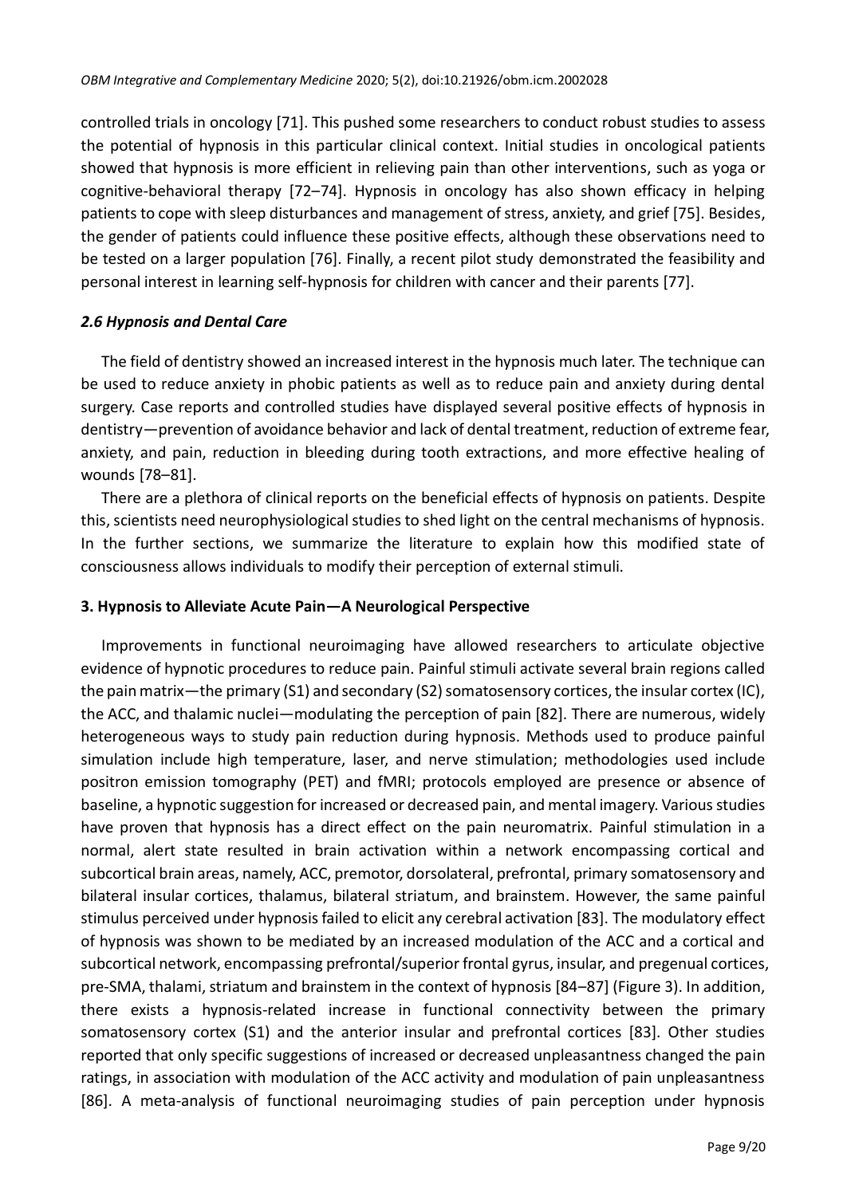controlled trials in oncology [71]. This pushed some researchers to conduct robust studies to assess the potential of hypnosis in this particular clinical context. Initial studies in oncological patients showed that hypnosis is more efficient in relieving pain than other interventions, such as yoga or cognitive-behavioral therapy [72–74]. Hypnosis in oncology has also shown efficacy in helping patients to cope with sleep disturbances and management of stress, anxiety, and grief [75]. Besides, the gender of patients could influence these positive effects, although these observations need to be tested on a larger population [76]. Finally, a recent pilot study demonstrated the feasibility and personal interest in learning self-hypnosis for children with cancer and their parents [77].

### *2.6 Hypnosis and Dental Care*

The field of dentistry showed an increased interest in the hypnosis much later. The technique can be used to reduce anxiety in phobic patients as well as to reduce pain and anxiety during dental surgery. Case reports and controlled studies have displayed several positive effects of hypnosis in dentistry—prevention of avoidance behavior and lack of dental treatment, reduction of extreme fear, anxiety, and pain, reduction in bleeding during tooth extractions, and more effective healing of wounds [78–81].

There are a plethora of clinical reports on the beneficial effects of hypnosis on patients. Despite this, scientists need neurophysiological studies to shed light on the central mechanisms of hypnosis. In the further sections, we summarize the literature to explain how this modified state of consciousness allows individuals to modify their perception of external stimuli.

## 3. Hypnosis to Alleviate Acute Pain—A Neurological Perspective

Improvements in functional neuroimaging have allowed researchers to articulate objective evidence of hypnotic procedures to reduce pain. Painful stimuli activate several brain regions called the pain matrix—the primary (S1) and secondary (S2) somatosensory cortices, the insular cortex (IC), the ACC, and thalamic nuclei—modulating the perception of pain [82]. There are numerous, widely heterogeneous ways to study pain reduction during hypnosis. Methods used to produce painful simulation include high temperature, laser, and nerve stimulation; methodologies used include positron emission tomography (PET) and fMRI; protocols employed are presence or absence of baseline, a hypnotic suggestion for increased or decreased pain, and mental imagery. Various studies have proven that hypnosis has a direct effect on the pain neuromatrix. Painful stimulation in a normal, alert state resulted in brain activation within a network encompassing cortical and subcortical brain areas, namely, ACC, premotor, dorsolateral, prefrontal, primary somatosensory and bilateral insular cortices, thalamus, bilateral striatum, and brainstem. However, the same painful stimulus perceived under hypnosis failed to elicit any cerebral activation [83]. The modulatory effect of hypnosis was shown to be mediated by an increased modulation of the ACC and a cortical and subcortical network, encompassing prefrontal/superior frontal gyrus, insular, and pregenual cortices, pre-SMA, thalami, striatum and brainstem in the context of hypnosis [84–87] (Figure 3). In addition, there exists a hypnosis-related increase in functional connectivity between the primary somatosensory cortex (S1) and the anterior insular and prefrontal cortices [83]. Other studies reported that only specific suggestions of increased or decreased unpleasantness changed the pain ratings, in association with modulation of the ACC activity and modulation of pain unpleasantness [86]. A meta-analysis of functional neuroimaging studies of pain perception under hypnosis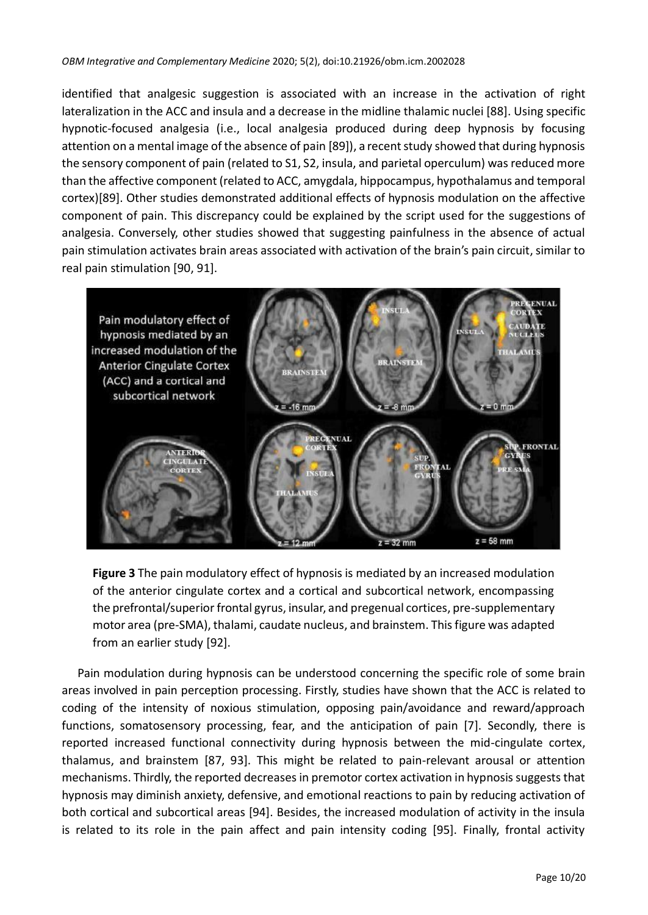identified that analgesic suggestion is associated with an increase in the activation of right lateralization in the ACC and insula and a decrease in the midline thalamic nuclei [88]. Using specific hypnotic-focused analgesia (i.e., local analgesia produced during deep hypnosis by focusing attention on a mental image of the absence of pain [89]), a recent study showed that during hypnosis the sensory component of pain (related to S1, S2, insula, and parietal operculum) was reduced more than the affective component (related to ACC, amygdala, hippocampus, hypothalamus and temporal cortex)[89]. Other studies demonstrated additional effects of hypnosis modulation on the affective component of pain. This discrepancy could be explained by the script used for the suggestions of analgesia. Conversely, other studies showed that suggesting painfulness in the absence of actual pain stimulation activates brain areas associated with activation of the brain's pain circuit, similar to real pain stimulation [90, 91].

**Figure 3** The pain modulatory effect of hypnosis is mediated by an increased modulation of the anterior cingulate cortex and a cortical and subcortical network, encompassing the prefrontal/superior frontal gyrus, insular, and pregenual cortices, pre-supplementary motor area (pre-SMA), thalami, caudate nucleus, and brainstem. This figure was adapted from an earlier study [92].

Pain modulation during hypnosis can be understood concerning the specific role of some brain areas involved in pain perception processing. Firstly, studies have shown that the ACC is related to coding of the intensity of noxious stimulation, opposing pain/avoidance and reward/approach functions, somatosensory processing, fear, and the anticipation of pain [7]. Secondly, there is reported increased functional connectivity during hypnosis between the mid-cingulate cortex, thalamus, and brainstem [87, 93]. This might be related to pain-relevant arousal or attention mechanisms. Thirdly, the reported decreases in premotor cortex activation in hypnosis suggests that hypnosis may diminish anxiety, defensive, and emotional reactions to pain by reducing activation of both cortical and subcortical areas [94]. Besides, the increased modulation of activity in the insula is related to its role in the pain affect and pain intensity coding [95]. Finally, frontal activity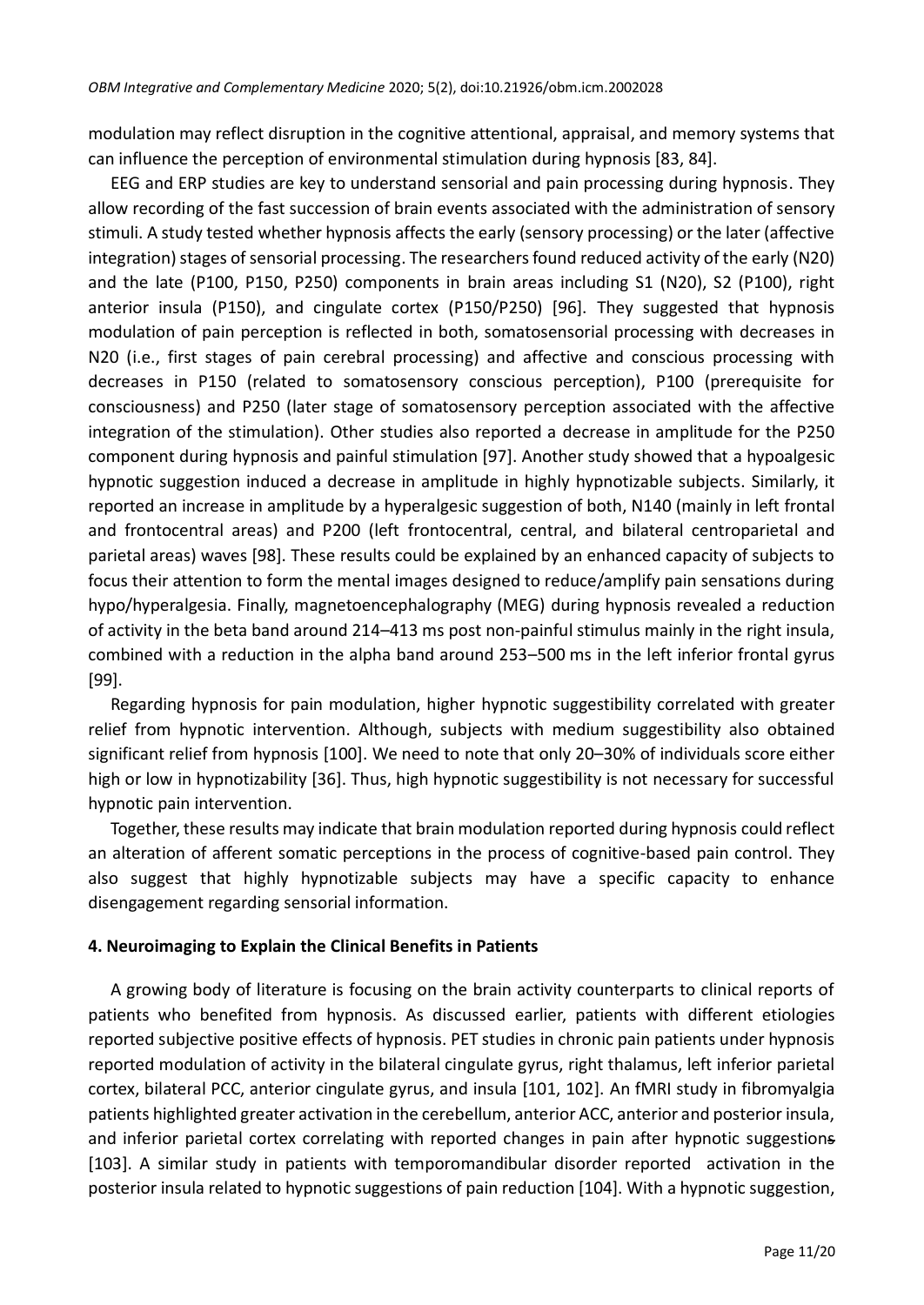modulation may reflect disruption in the cognitive attentional, appraisal, and memory systems that can influence the perception of environmental stimulation during hypnosis [83, 84].

EEG and ERP studies are key to understand sensorial and pain processing during hypnosis. They allow recording of the fast succession of brain events associated with the administration of sensory stimuli. A study tested whether hypnosis affects the early (sensory processing) or the later (affective integration) stages of sensorial processing. The researchers found reduced activity of the early (N20) and the late (P100, P150, P250) components in brain areas including S1 (N20), S2 (P100), right anterior insula (P150), and cingulate cortex (P150/P250) [96]. They suggested that hypnosis modulation of pain perception is reflected in both, somatosensorial processing with decreases in N20 (i.e., first stages of pain cerebral processing) and affective and conscious processing with decreases in P150 (related to somatosensory conscious perception), P100 (prerequisite for consciousness) and P250 (later stage of somatosensory perception associated with the affective integration of the stimulation). Other studies also reported a decrease in amplitude for the P250 component during hypnosis and painful stimulation [97]. Another study showed that a hypoalgesic hypnotic suggestion induced a decrease in amplitude in highly hypnotizable subjects. Similarly, it reported an increase in amplitude by a hyperalgesic suggestion of both, N140 (mainly in left frontal and frontocentral areas) and P200 (left frontocentral, central, and bilateral centroparietal and parietal areas) waves [98]. These results could be explained by an enhanced capacity of subjects to focus their attention to form the mental images designed to reduce/amplify pain sensations during hypo/hyperalgesia. Finally, magnetoencephalography (MEG) during hypnosis revealed a reduction of activity in the beta band around 214–413 ms post non-painful stimulus mainly in the right insula, combined with a reduction in the alpha band around 253–500 ms in the left inferior frontal gyrus [99].

Regarding hypnosis for pain modulation, higher hypnotic suggestibility correlated with greater relief from hypnotic intervention. Although, subjects with medium suggestibility also obtained significant relief from hypnosis [100]. We need to note that only 20–30% of individuals score either high or low in hypnotizability [36]. Thus, high hypnotic suggestibility is not necessary for successful hypnotic pain intervention.

Together, these results may indicate that brain modulation reported during hypnosis could reflect an alteration of afferent somatic perceptions in the process of cognitive-based pain control. They also suggest that highly hypnotizable subjects may have a specific capacity to enhance disengagement regarding sensorial information.

## 4. Neuroimaging to Explain the Clinical Benefits in Patients

A growing body of literature is focusing on the brain activity counterparts to clinical reports of patients who benefited from hypnosis. As discussed earlier, patients with different etiologies reported subjective positive effects of hypnosis. PET studies in chronic pain patients under hypnosis reported modulation of activity in the bilateral cingulate gyrus, right thalamus, left inferior parietal cortex, bilateral PCC, anterior cingulate gyrus, and insula [101, 102]. An fMRI study in fibromyalgia patients highlighted greater activation in the cerebellum, anterior ACC, anterior and posterior insula, and inferior parietal cortex correlating with reported changes in pain after hypnotic suggestions [103]. A similar study in patients with temporomandibular disorder reported activation in the posterior insula related to hypnotic suggestions of pain reduction [104]. With a hypnotic suggestion,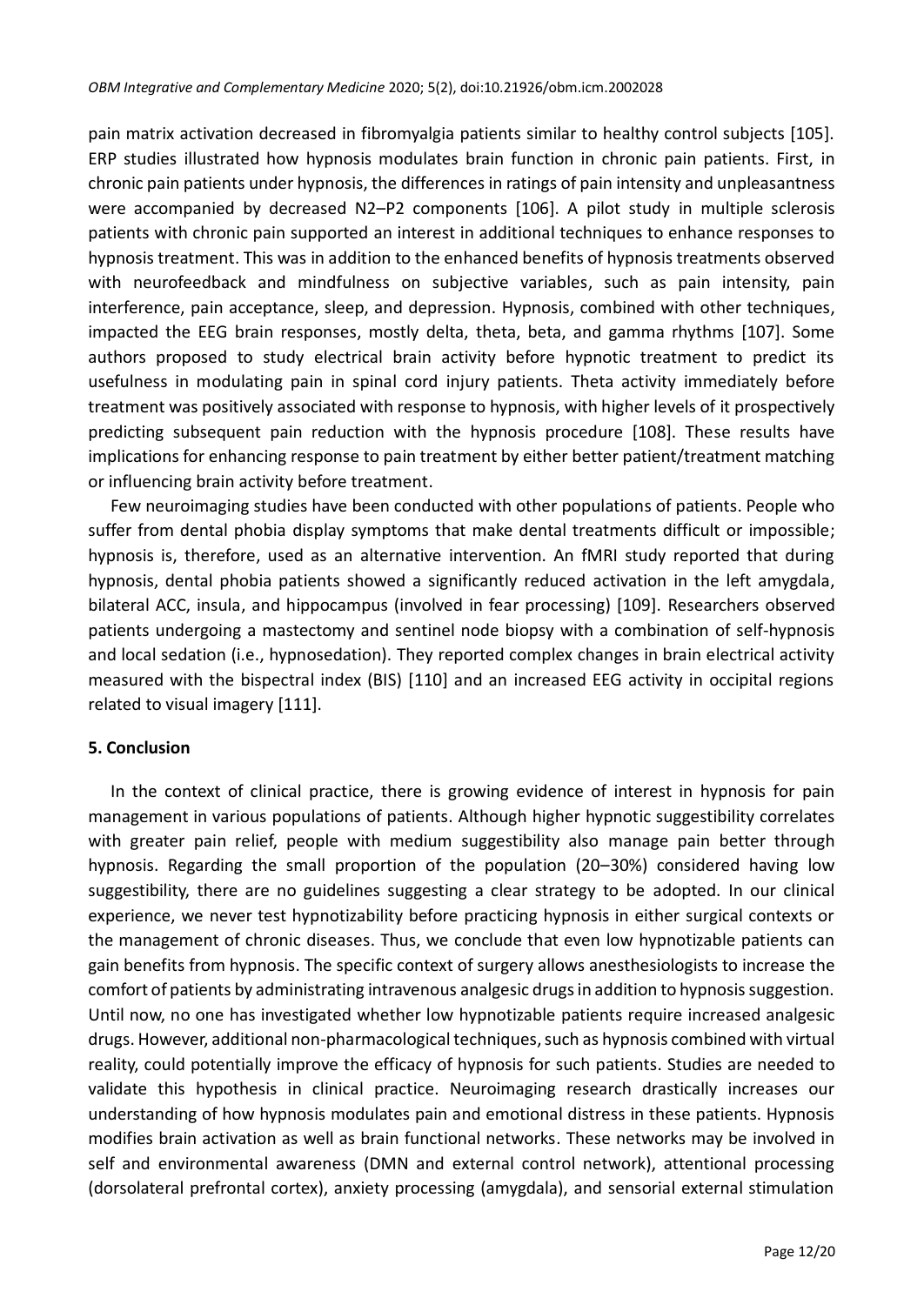pain matrix activation decreased in fibromyalgia patients similar to healthy control subjects [105]. ERP studies illustrated how hypnosis modulates brain function in chronic pain patients. First, in chronic pain patients under hypnosis, the differences in ratings of pain intensity and unpleasantness were accompanied by decreased N2–P2 components [106]. A pilot study in multiple sclerosis patients with chronic pain supported an interest in additional techniques to enhance responses to hypnosis treatment. This was in addition to the enhanced benefits of hypnosis treatments observed with neurofeedback and mindfulness on subjective variables, such as pain intensity, pain interference, pain acceptance, sleep, and depression. Hypnosis, combined with other techniques, impacted the EEG brain responses, mostly delta, theta, beta, and gamma rhythms [107]. Some authors proposed to study electrical brain activity before hypnotic treatment to predict its usefulness in modulating pain in spinal cord injury patients. Theta activity immediately before treatment was positively associated with response to hypnosis, with higher levels of it prospectively predicting subsequent pain reduction with the hypnosis procedure [108]. These results have implications for enhancing response to pain treatment by either better patient/treatment matching or influencing brain activity before treatment.

Few neuroimaging studies have been conducted with other populations of patients. People who suffer from dental phobia display symptoms that make dental treatments difficult or impossible; hypnosis is, therefore, used as an alternative intervention. An fMRI study reported that during hypnosis, dental phobia patients showed a significantly reduced activation in the left amygdala, bilateral ACC, insula, and hippocampus (involved in fear processing) [109]. Researchers observed patients undergoing a mastectomy and sentinel node biopsy with a combination of self-hypnosis and local sedation (i.e., hypnosedation). They reported complex changes in brain electrical activity measured with the bispectral index (BIS) [110] and an increased EEG activity in occipital regions related to visual imagery [111].

## 5. Conclusion

In the context of clinical practice, there is growing evidence of interest in hypnosis for pain management in various populations of patients. Although higher hypnotic suggestibility correlates with greater pain relief, people with medium suggestibility also manage pain better through hypnosis. Regarding the small proportion of the population (20–30%) considered having low suggestibility, there are no guidelines suggesting a clear strategy to be adopted. In our clinical experience, we never test hypnotizability before practicing hypnosis in either surgical contexts or the management of chronic diseases. Thus, we conclude that even low hypnotizable patients can gain benefits from hypnosis. The specific context of surgery allows anesthesiologists to increase the comfort of patients by administrating intravenous analgesic drugs in addition to hypnosis suggestion. Until now, no one has investigated whether low hypnotizable patients require increased analgesic drugs. However, additional non-pharmacological techniques, such as hypnosis combined with virtual reality, could potentially improve the efficacy of hypnosis for such patients. Studies are needed to validate this hypothesis in clinical practice. Neuroimaging research drastically increases our understanding of how hypnosis modulates pain and emotional distress in these patients. Hypnosis modifies brain activation as well as brain functional networks. These networks may be involved in self and environmental awareness (DMN and external control network), attentional processing (dorsolateral prefrontal cortex), anxiety processing (amygdala), and sensorial external stimulation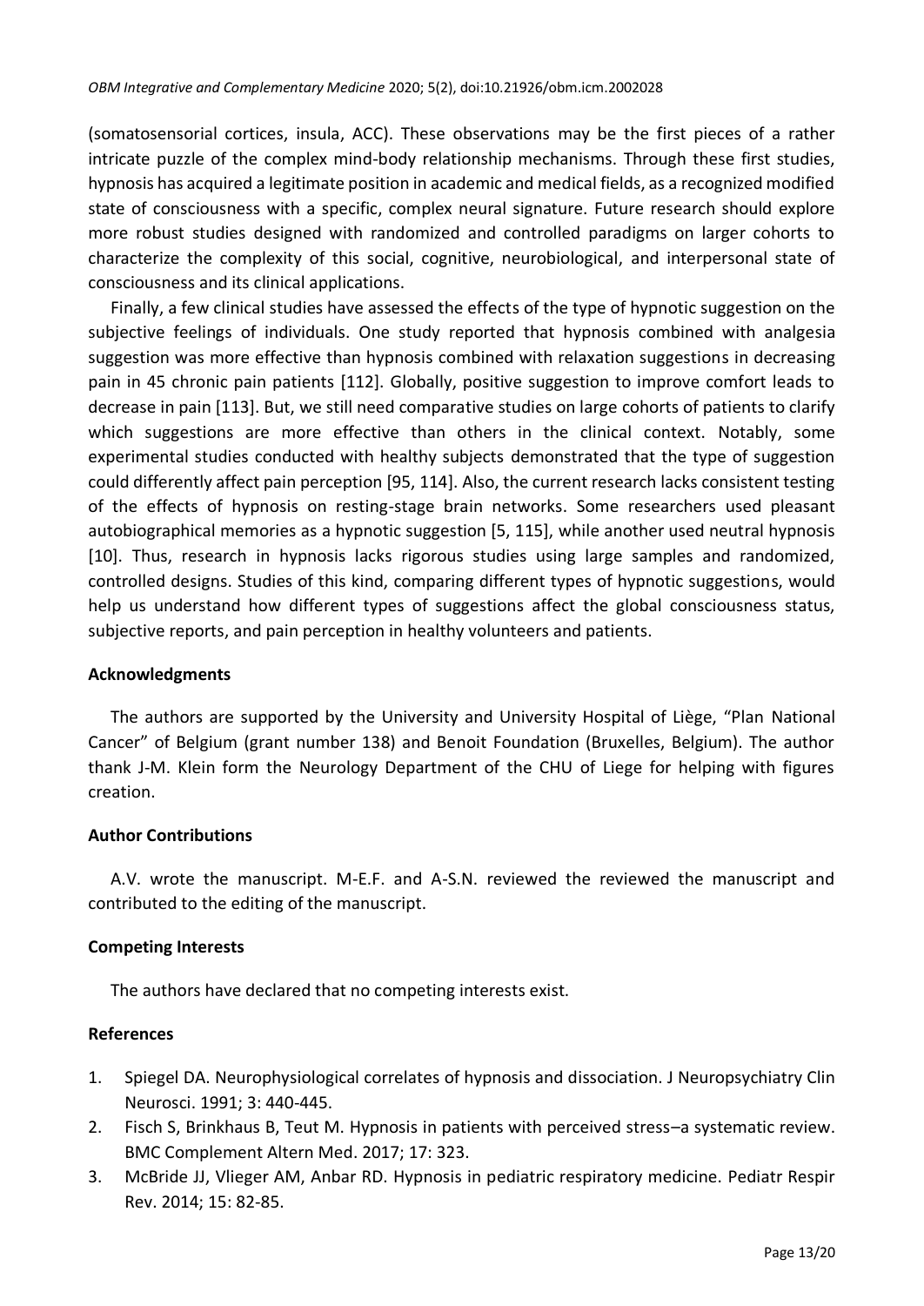(somatosensorial cortices, insula, ACC). These observations may be the first pieces of a rather intricate puzzle of the complex mind-body relationship mechanisms. Through these first studies, hypnosis has acquired a legitimate position in academic and medical fields, as a recognized modified state of consciousness with a specific, complex neural signature. Future research should explore more robust studies designed with randomized and controlled paradigms on larger cohorts to characterize the complexity of this social, cognitive, neurobiological, and interpersonal state of consciousness and its clinical applications.

Finally, a few clinical studies have assessed the effects of the type of hypnotic suggestion on the subjective feelings of individuals. One study reported that hypnosis combined with analgesia suggestion was more effective than hypnosis combined with relaxation suggestions in decreasing pain in 45 chronic pain patients [112]. Globally, positive suggestion to improve comfort leads to decrease in pain [113]. But, we still need comparative studies on large cohorts of patients to clarify which suggestions are more effective than others in the clinical context. Notably, some experimental studies conducted with healthy subjects demonstrated that the type of suggestion could differently affect pain perception [95, 114]. Also, the current research lacks consistent testing of the effects of hypnosis on resting-stage brain networks. Some researchers used pleasant autobiographical memories as a hypnotic suggestion [5, 115], while another used neutral hypnosis [10]. Thus, research in hypnosis lacks rigorous studies using large samples and randomized, controlled designs. Studies of this kind, comparing different types of hypnotic suggestions, would help us understand how different types of suggestions affect the global consciousness status, subjective reports, and pain perception in healthy volunteers and patients.

### Acknowledgments

The authors are supported by the University and University Hospital of Liège, "Plan National Cancer" of Belgium (grant number 138) and Benoit Foundation (Bruxelles, Belgium). The author thank J-M. Klein form the Neurology Department of the CHU of Liege for helping with figures creation.

### Author Contributions

A.V. wrote the manuscript. M-E.F. and A-S.N. reviewed the reviewed the manuscript and contributed to the editing of the manuscript.

### Competing Interests

The authors have declared that no competing interests exist.

### References

1. Spiegel DA. Neurophysiological correlates of hypnosis and dissociation. J Neuropsychiatry Clin Neurosci. 1991; 3: 440-445.
2. Fisch S, Brinkhaus B, Teut M. Hypnosis in patients with perceived stress–a systematic review. BMC Complement Altern Med. 2017; 17: 323.
3. McBride JJ, Vlieger AM, Anbar RD. Hypnosis in pediatric respiratory medicine. Pediatr Respir Rev. 2014; 15: 82-85.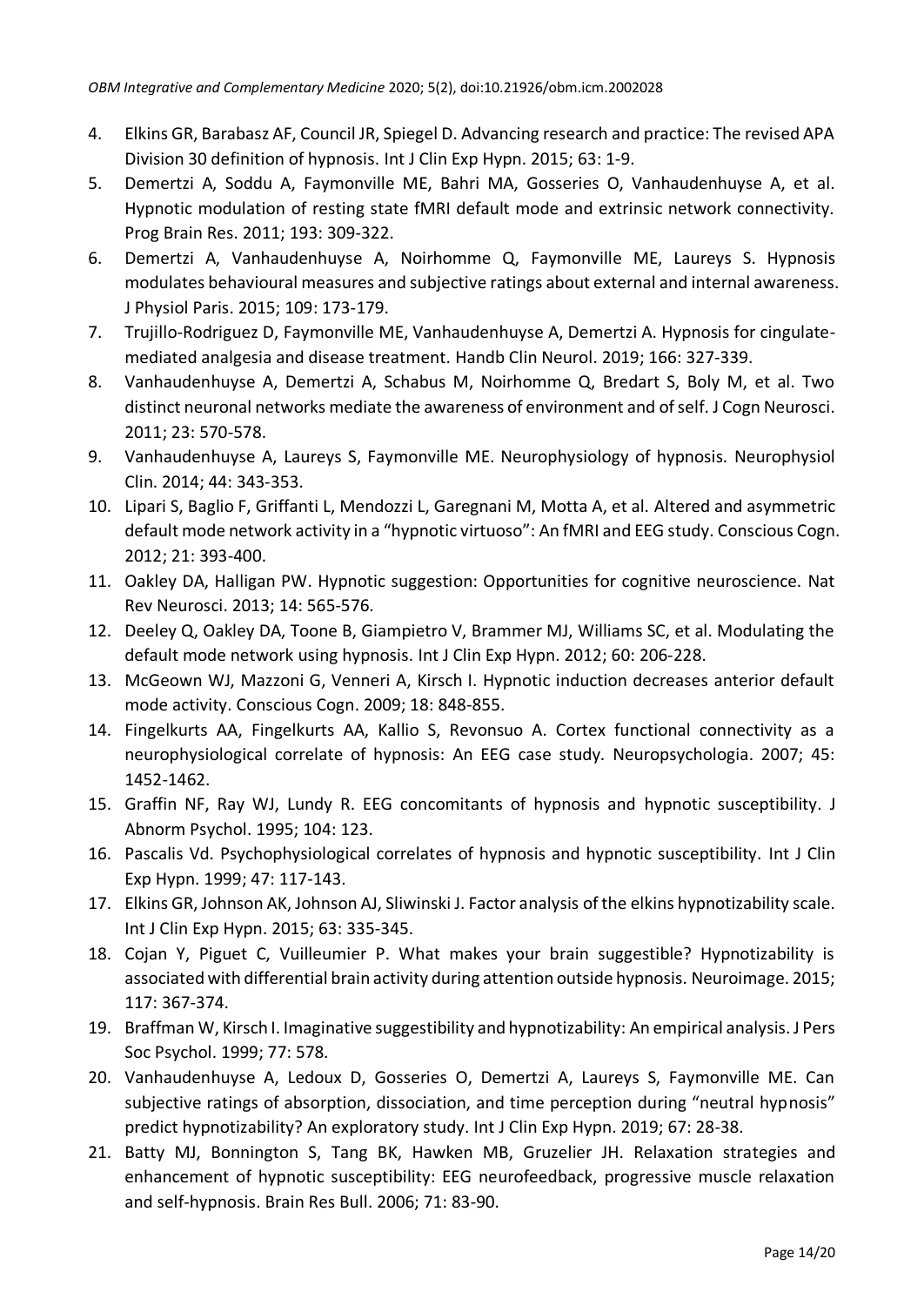4. Elkins GR, Barabasz AF, Council JR, Spiegel D. Advancing research and practice: The revised APA Division 30 definition of hypnosis. Int J Clin Exp Hypn. 2015; 63: 1-9.
5. Demertzi A, Soddu A, Faymonville ME, Bahri MA, Gosseries O, Vanhaudenhuyse A, et al. Hypnotic modulation of resting state fMRI default mode and extrinsic network connectivity. Prog Brain Res. 2011; 193: 309-322.
6. Demertzi A, Vanhaudenhuyse A, Noirhomme Q, Faymonville ME, Laureys S. Hypnosis modulates behavioural measures and subjective ratings about external and internal awareness. J Physiol Paris. 2015; 109: 173-179.
7. Trujillo-Rodriguez D, Faymonville ME, Vanhaudenhuyse A, Demertzi A. Hypnosis for cingulate-mediated analgesia and disease treatment. Handb Clin Neurol. 2019; 166: 327-339.
8. Vanhaudenhuyse A, Demertzi A, Schabus M, Noirhomme Q, Bredart S, Boly M, et al. Two distinct neuronal networks mediate the awareness of environment and of self. J Cogn Neurosci. 2011; 23: 570-578.
9. Vanhaudenhuyse A, Laureys S, Faymonville ME. Neurophysiology of hypnosis. Neurophysiol Clin. 2014; 44: 343-353.
10. Lipari S, Baglio F, Griffanti L, Mendozzi L, Garegnani M, Motta A, et al. Altered and asymmetric default mode network activity in a "hypnotic virtuoso": An fMRI and EEG study. Conscious Cogn. 2012; 21: 393-400.
11. Oakley DA, Halligan PW. Hypnotic suggestion: Opportunities for cognitive neuroscience. Nat Rev Neurosci. 2013; 14: 565-576.
12. Deeley Q, Oakley DA, Toone B, Giampietro V, Brammer MJ, Williams SC, et al. Modulating the default mode network using hypnosis. Int J Clin Exp Hypn. 2012; 60: 206-228.
13. McGeown WJ, Mazzoni G, Venneri A, Kirsch I. Hypnotic induction decreases anterior default mode activity. Conscious Cogn. 2009; 18: 848-855.
14. Fingelkurts AA, Fingelkurts AA, Kallio S, Revonsuo A. Cortex functional connectivity as a neurophysiological correlate of hypnosis: An EEG case study. Neuropsychologia. 2007; 45: 1452-1462.
15. Graffin NF, Ray WJ, Lundy R. EEG concomitants of hypnosis and hypnotic susceptibility. J Abnorm Psychol. 1995; 104: 123.
16. Pascalis Vd. Psychophysiological correlates of hypnosis and hypnotic susceptibility. Int J Clin Exp Hypn. 1999; 47: 117-143.
17. Elkins GR, Johnson AK, Johnson AJ, Sliwinski J. Factor analysis of the elkins hypnotizability scale. Int J Clin Exp Hypn. 2015; 63: 335-345.
18. Cojan Y, Piguet C, Vuilleumier P. What makes your brain suggestible? Hypnotizability is associated with differential brain activity during attention outside hypnosis. Neuroimage. 2015; 117: 367-374.
19. Braffman W, Kirsch I. Imaginative suggestibility and hypnotizability: An empirical analysis. J Pers Soc Psychol. 1999; 77: 578.
20. Vanhaudenhuyse A, Ledoux D, Gosseries O, Demertzi A, Laureys S, Faymonville ME. Can subjective ratings of absorption, dissociation, and time perception during "neutral hypnosis" predict hypnotizability? An exploratory study. Int J Clin Exp Hypn. 2019; 67: 28-38.
21. Batty MJ, Bonnington S, Tang BK, Hawken MB, Gruzelier JH. Relaxation strategies and enhancement of hypnotic susceptibility: EEG neurofeedback, progressive muscle relaxation and self-hypnosis. Brain Res Bull. 2006; 71: 83-90.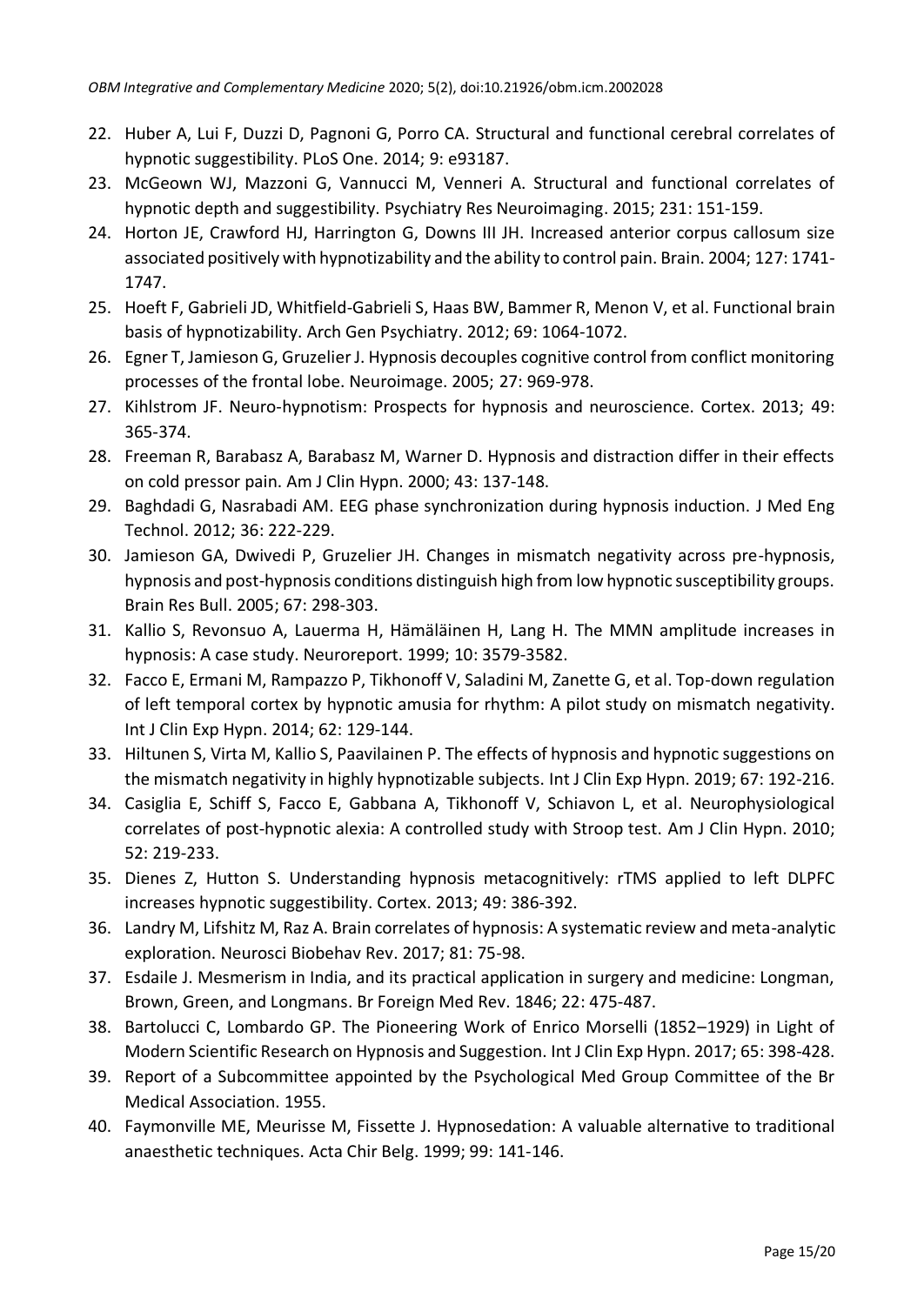22. Huber A, Lui F, Duzzi D, Pagnoni G, Porro CA. Structural and functional cerebral correlates of hypnotic suggestibility. PLoS One. 2014; 9: e93187.
23. McGeown WJ, Mazzoni G, Vannucci M, Venneri A. Structural and functional correlates of hypnotic depth and suggestibility. Psychiatry Res Neuroimaging. 2015; 231: 151-159.
24. Horton JE, Crawford HJ, Harrington G, Downs III JH. Increased anterior corpus callosum size associated positively with hypnotizability and the ability to control pain. Brain. 2004; 127: 1741-1747.
25. Hoeft F, Gabrieli JD, Whitfield-Gabrieli S, Haas BW, Bammer R, Menon V, et al. Functional brain basis of hypnotizability. Arch Gen Psychiatry. 2012; 69: 1064-1072.
26. Egner T, Jamieson G, Gruzelier J. Hypnosis decouples cognitive control from conflict monitoring processes of the frontal lobe. Neuroimage. 2005; 27: 969-978.
27. Kihlstrom JF. Neuro-hypnotism: Prospects for hypnosis and neuroscience. Cortex. 2013; 49: 365-374.
28. Freeman R, Barabasz A, Barabasz M, Warner D. Hypnosis and distraction differ in their effects on cold pressor pain. Am J Clin Hypn. 2000; 43: 137-148.
29. Baghdadi G, Nasrabadi AM. EEG phase synchronization during hypnosis induction. J Med Eng Technol. 2012; 36: 222-229.
30. Jamieson GA, Dwivedi P, Gruzelier JH. Changes in mismatch negativity across pre-hypnosis, hypnosis and post-hypnosis conditions distinguish high from low hypnotic susceptibility groups. Brain Res Bull. 2005; 67: 298-303.
31. Kallio S, Revonsuo A, Lauerma H, Hämäläinen H, Lang H. The MMN amplitude increases in hypnosis: A case study. Neuroreport. 1999; 10: 3579-3582.
32. Facco E, Ermani M, Rampazzo P, Tikhonoff V, Saladini M, Zanette G, et al. Top-down regulation of left temporal cortex by hypnotic amusia for rhythm: A pilot study on mismatch negativity. Int J Clin Exp Hypn. 2014; 62: 129-144.
33. Hiltunen S, Virta M, Kallio S, Paavilainen P. The effects of hypnosis and hypnotic suggestions on the mismatch negativity in highly hypnotizable subjects. Int J Clin Exp Hypn. 2019; 67: 192-216.
34. Casiglia E, Schiff S, Facco E, Gabbana A, Tikhonoff V, Schiavon L, et al. Neurophysiological correlates of post-hypnotic alexia: A controlled study with Stroop test. Am J Clin Hypn. 2010; 52: 219-233.
35. Dienes Z, Hutton S. Understanding hypnosis metacognitively: rTMS applied to left DLPFC increases hypnotic suggestibility. Cortex. 2013; 49: 386-392.
36. Landry M, Lifshitz M, Raz A. Brain correlates of hypnosis: A systematic review and meta-analytic exploration. Neurosci Biobehav Rev. 2017; 81: 75-98.
37. Esdaile J. Mesmerism in India, and its practical application in surgery and medicine: Longman, Brown, Green, and Longmans. Br Foreign Med Rev. 1846; 22: 475-487.
38. Bartolucci C, Lombardo GP. The Pioneering Work of Enrico Morselli (1852–1929) in Light of Modern Scientific Research on Hypnosis and Suggestion. Int J Clin Exp Hypn. 2017; 65: 398-428.
39. Report of a Subcommittee appointed by the Psychological Med Group Committee of the Br Medical Association. 1955.
40. Faymonville ME, Meurisse M, Fissette J. Hypnosedation: A valuable alternative to traditional anaesthetic techniques. Acta Chir Belg. 1999; 99: 141-146.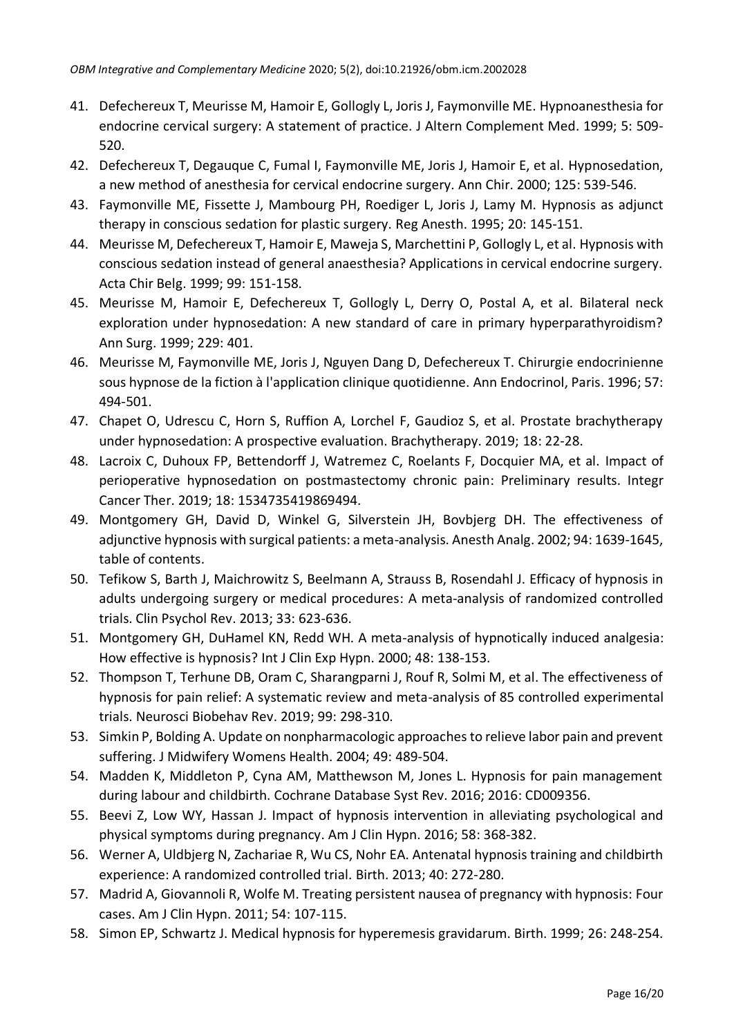41. Defechereux T, Meurisse M, Hamoir E, Gollogly L, Joris J, Faymonville ME. Hypnoanesthesia for endocrine cervical surgery: A statement of practice. J Altern Complement Med. 1999; 5: 509-520.
42. Defechereux T, Degauque C, Fumal I, Faymonville ME, Joris J, Hamoir E, et al. Hypnosedation, a new method of anesthesia for cervical endocrine surgery. Ann Chir. 2000; 125: 539-546.
43. Faymonville ME, Fissette J, Mambourg PH, Roediger L, Joris J, Lamy M. Hypnosis as adjunct therapy in conscious sedation for plastic surgery. Reg Anesth. 1995; 20: 145-151.
44. Meurisse M, Defechereux T, Hamoir E, Maweja S, Marchettini P, Gollogly L, et al. Hypnosis with conscious sedation instead of general anaesthesia? Applications in cervical endocrine surgery. Acta Chir Belg. 1999; 99: 151-158.
45. Meurisse M, Hamoir E, Defechereux T, Gollogly L, Derry O, Postal A, et al. Bilateral neck exploration under hypnosedation: A new standard of care in primary hyperparathyroidism? Ann Surg. 1999; 229: 401.
46. Meurisse M, Faymonville ME, Joris J, Nguyen Dang D, Defechereux T. Chirurgie endocrinienne sous hypnose de la fiction à l'application clinique quotidienne. Ann Endocrinol, Paris. 1996; 57: 494-501.
47. Chapet O, Udrescu C, Horn S, Ruffion A, Lorchel F, Gaudioz S, et al. Prostate brachytherapy under hypnosedation: A prospective evaluation. Brachytherapy. 2019; 18: 22-28.
48. Lacroix C, Duhoux FP, Bettendorff J, Watremez C, Roelants F, Docquier MA, et al. Impact of perioperative hypnosedation on postmastectomy chronic pain: Preliminary results. Integr Cancer Ther. 2019; 18: 1534735419869494.
49. Montgomery GH, David D, Winkel G, Silverstein JH, Bovbjerg DH. The effectiveness of adjunctive hypnosis with surgical patients: a meta-analysis. Anesth Analg. 2002; 94: 1639-1645, table of contents.
50. Tefikow S, Barth J, Maichrowitz S, Beelmann A, Strauss B, Rosendahl J. Efficacy of hypnosis in adults undergoing surgery or medical procedures: A meta-analysis of randomized controlled trials. Clin Psychol Rev. 2013; 33: 623-636.
51. Montgomery GH, DuHamel KN, Redd WH. A meta-analysis of hypnotically induced analgesia: How effective is hypnosis? Int J Clin Exp Hypn. 2000; 48: 138-153.
52. Thompson T, Terhune DB, Oram C, Sharangparni J, Rouf R, Solmi M, et al. The effectiveness of hypnosis for pain relief: A systematic review and meta-analysis of 85 controlled experimental trials. Neurosci Biobehav Rev. 2019; 99: 298-310.
53. Simkin P, Bolding A. Update on nonpharmacologic approaches to relieve labor pain and prevent suffering. J Midwifery Womens Health. 2004; 49: 489-504.
54. Madden K, Middleton P, Cyna AM, Matthewson M, Jones L. Hypnosis for pain management during labour and childbirth. Cochrane Database Syst Rev. 2016; 2016: CD009356.
55. Beevi Z, Low WY, Hassan J. Impact of hypnosis intervention in alleviating psychological and physical symptoms during pregnancy. Am J Clin Hypn. 2016; 58: 368-382.
56. Werner A, Uldbjerg N, Zachariae R, Wu CS, Nohr EA. Antenatal hypnosis training and childbirth experience: A randomized controlled trial. Birth. 2013; 40: 272-280.
57. Madrid A, Giovannoli R, Wolfe M. Treating persistent nausea of pregnancy with hypnosis: Four cases. Am J Clin Hypn. 2011; 54: 107-115.
58. Simon EP, Schwartz J. Medical hypnosis for hyperemesis gravidarum. Birth. 1999; 26: 248-254.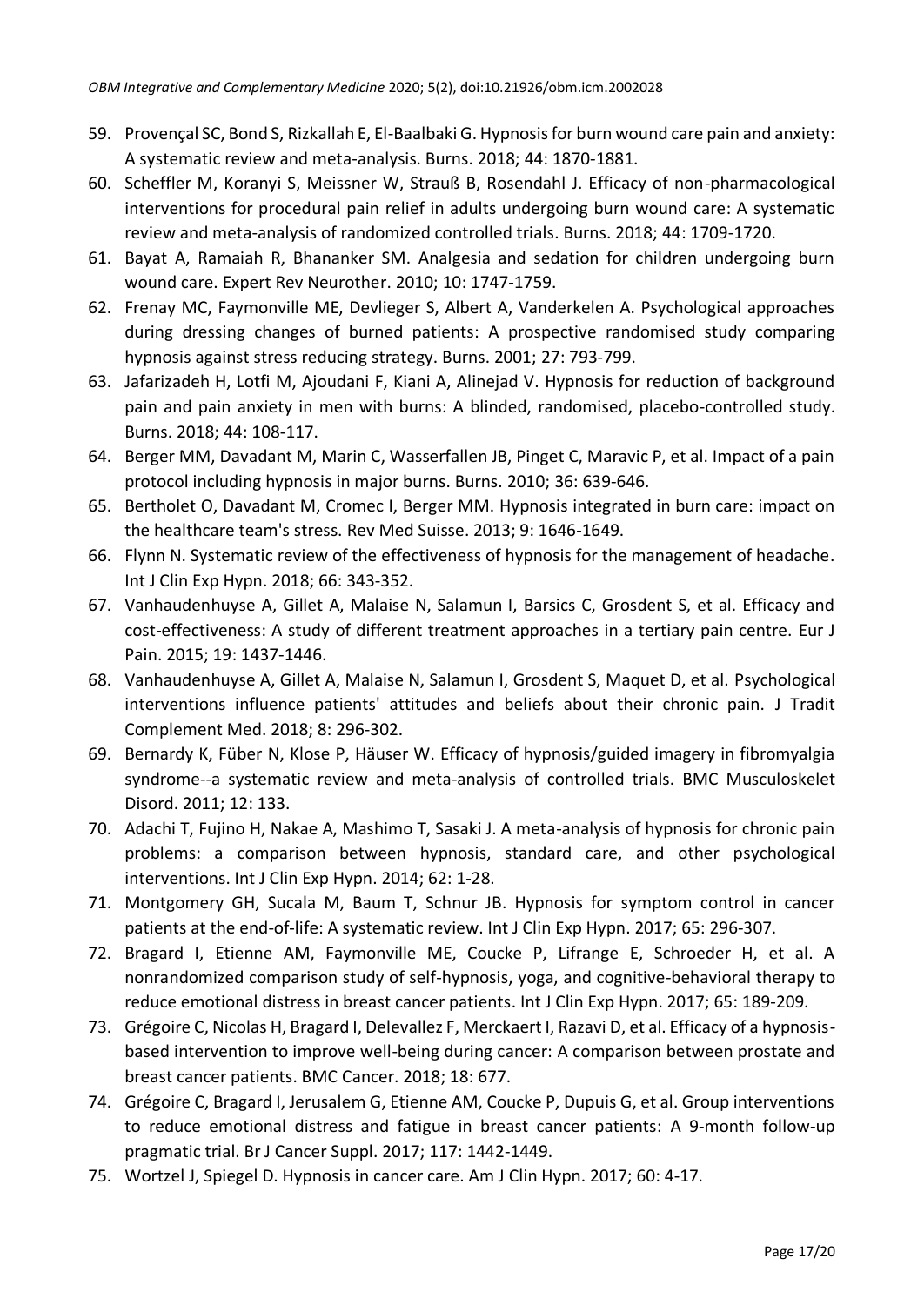59. Provençal SC, Bond S, Rizkallah E, El-Baalbaki G. Hypnosis for burn wound care pain and anxiety: A systematic review and meta-analysis. Burns. 2018; 44: 1870-1881.
60. Scheffler M, Koranyi S, Meissner W, Strauß B, Rosendahl J. Efficacy of non-pharmacological interventions for procedural pain relief in adults undergoing burn wound care: A systematic review and meta-analysis of randomized controlled trials. Burns. 2018; 44: 1709-1720.
61. Bayat A, Ramaiah R, Bhananker SM. Analgesia and sedation for children undergoing burn wound care. Expert Rev Neurother. 2010; 10: 1747-1759.
62. Frenay MC, Faymonville ME, Devlieger S, Albert A, Vanderkelen A. Psychological approaches during dressing changes of burned patients: A prospective randomised study comparing hypnosis against stress reducing strategy. Burns. 2001; 27: 793-799.
63. Jafarizadeh H, Lotfi M, Ajoudani F, Kiani A, Alinejad V. Hypnosis for reduction of background pain and pain anxiety in men with burns: A blinded, randomised, placebo-controlled study. Burns. 2018; 44: 108-117.
64. Berger MM, Davadant M, Marin C, Wasserfallen JB, Pinget C, Maravic P, et al. Impact of a pain protocol including hypnosis in major burns. Burns. 2010; 36: 639-646.
65. Bertholet O, Davadant M, Cromec I, Berger MM. Hypnosis integrated in burn care: impact on the healthcare team's stress. Rev Med Suisse. 2013; 9: 1646-1649.
66. Flynn N. Systematic review of the effectiveness of hypnosis for the management of headache. Int J Clin Exp Hypn. 2018; 66: 343-352.
67. Vanhaudenhuyse A, Gillet A, Malaise N, Salamun I, Barsics C, Grosdent S, et al. Efficacy and cost-effectiveness: A study of different treatment approaches in a tertiary pain centre. Eur J Pain. 2015; 19: 1437-1446.
68. Vanhaudenhuyse A, Gillet A, Malaise N, Salamun I, Grosdent S, Maquet D, et al. Psychological interventions influence patients' attitudes and beliefs about their chronic pain. J Tradit Complement Med. 2018; 8: 296-302.
69. Bernardy K, Füber N, Klose P, Häuser W. Efficacy of hypnosis/guided imagery in fibromyalgia syndrome--a systematic review and meta-analysis of controlled trials. BMC Musculoskelet Disord. 2011; 12: 133.
70. Adachi T, Fujino H, Nakae A, Mashimo T, Sasaki J. A meta-analysis of hypnosis for chronic pain problems: a comparison between hypnosis, standard care, and other psychological interventions. Int J Clin Exp Hypn. 2014; 62: 1-28.
71. Montgomery GH, Sucala M, Baum T, Schnur JB. Hypnosis for symptom control in cancer patients at the end-of-life: A systematic review. Int J Clin Exp Hypn. 2017; 65: 296-307.
72. Bragard I, Etienne AM, Faymonville ME, Coucke P, Lifrange E, Schroeder H, et al. A nonrandomized comparison study of self-hypnosis, yoga, and cognitive-behavioral therapy to reduce emotional distress in breast cancer patients. Int J Clin Exp Hypn. 2017; 65: 189-209.
73. Grégoire C, Nicolas H, Bragard I, Delevallez F, Merckaert I, Razavi D, et al. Efficacy of a hypnosis-based intervention to improve well-being during cancer: A comparison between prostate and breast cancer patients. BMC Cancer. 2018; 18: 677.
74. Grégoire C, Bragard I, Jerusalem G, Etienne AM, Coucke P, Dupuis G, et al. Group interventions to reduce emotional distress and fatigue in breast cancer patients: A 9-month follow-up pragmatic trial. Br J Cancer Suppl. 2017; 117: 1442-1449.
75. Wortzel J, Spiegel D. Hypnosis in cancer care. Am J Clin Hypn. 2017; 60: 4-17.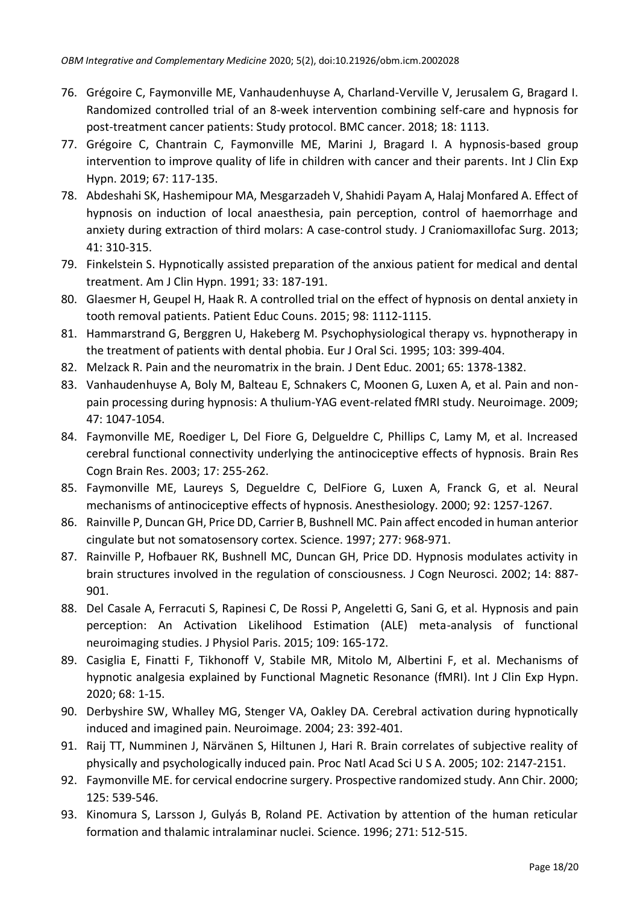76. Grégoire C, Faymonville ME, Vanhaudenhuyse A, Charland-Verville V, Jerusalem G, Bragard I. Randomized controlled trial of an 8-week intervention combining self-care and hypnosis for post-treatment cancer patients: Study protocol. BMC cancer. 2018; 18: 1113.
77. Grégoire C, Chantrain C, Faymonville ME, Marini J, Bragard I. A hypnosis-based group intervention to improve quality of life in children with cancer and their parents. Int J Clin Exp Hypn. 2019; 67: 117-135.
78. Abdeshahi SK, Hashemipour MA, Mesgarzadeh V, Shahidi Payam A, Halaj Monfared A. Effect of hypnosis on induction of local anaesthesia, pain perception, control of haemorrhage and anxiety during extraction of third molars: A case-control study. J Craniomaxillofac Surg. 2013; 41: 310-315.
79. Finkelstein S. Hypnotically assisted preparation of the anxious patient for medical and dental treatment. Am J Clin Hypn. 1991; 33: 187-191.
80. Glaesmer H, Geupel H, Haak R. A controlled trial on the effect of hypnosis on dental anxiety in tooth removal patients. Patient Educ Couns. 2015; 98: 1112-1115.
81. Hammarstrand G, Berggren U, Hakeberg M. Psychophysiological therapy vs. hypnotherapy in the treatment of patients with dental phobia. Eur J Oral Sci. 1995; 103: 399-404.
82. Melzack R. Pain and the neuromatrix in the brain. J Dent Educ. 2001; 65: 1378-1382.
83. Vanhaudenhuyse A, Boly M, Balteau E, Schnakers C, Moonen G, Luxen A, et al. Pain and non-pain processing during hypnosis: A thulium-YAG event-related fMRI study. Neuroimage. 2009; 47: 1047-1054.
84. Faymonville ME, Roediger L, Del Fiore G, Delgueldre C, Phillips C, Lamy M, et al. Increased cerebral functional connectivity underlying the antinociceptive effects of hypnosis. Brain Res Cogn Brain Res. 2003; 17: 255-262.
85. Faymonville ME, Laureys S, Degueldre C, DelFiore G, Luxen A, Franck G, et al. Neural mechanisms of antinociceptive effects of hypnosis. Anesthesiology. 2000; 92: 1257-1267.
86. Rainville P, Duncan GH, Price DD, Carrier B, Bushnell MC. Pain affect encoded in human anterior cingulate but not somatosensory cortex. Science. 1997; 277: 968-971.
87. Rainville P, Hofbauer RK, Bushnell MC, Duncan GH, Price DD. Hypnosis modulates activity in brain structures involved in the regulation of consciousness. J Cogn Neurosci. 2002; 14: 887-901.
88. Del Casale A, Ferracuti S, Rapinesi C, De Rossi P, Angeletti G, Sani G, et al. Hypnosis and pain perception: An Activation Likelihood Estimation (ALE) meta-analysis of functional neuroimaging studies. J Physiol Paris. 2015; 109: 165-172.
89. Casiglia E, Finatti F, Tikhonoff V, Stabile MR, Mitolo M, Albertini F, et al. Mechanisms of hypnotic analgesia explained by Functional Magnetic Resonance (fMRI). Int J Clin Exp Hypn. 2020; 68: 1-15.
90. Derbyshire SW, Whalley MG, Stenger VA, Oakley DA. Cerebral activation during hypnotically induced and imagined pain. Neuroimage. 2004; 23: 392-401.
91. Raij TT, Numminen J, Närvänen S, Hiltunen J, Hari R. Brain correlates of subjective reality of physically and psychologically induced pain. Proc Natl Acad Sci U S A. 2005; 102: 2147-2151.
92. Faymonville ME. for cervical endocrine surgery. Prospective randomized study. Ann Chir. 2000; 125: 539-546.
93. Kinomura S, Larsson J, Gulyás B, Roland PE. Activation by attention of the human reticular formation and thalamic intralaminar nuclei. Science. 1996; 271: 512-515.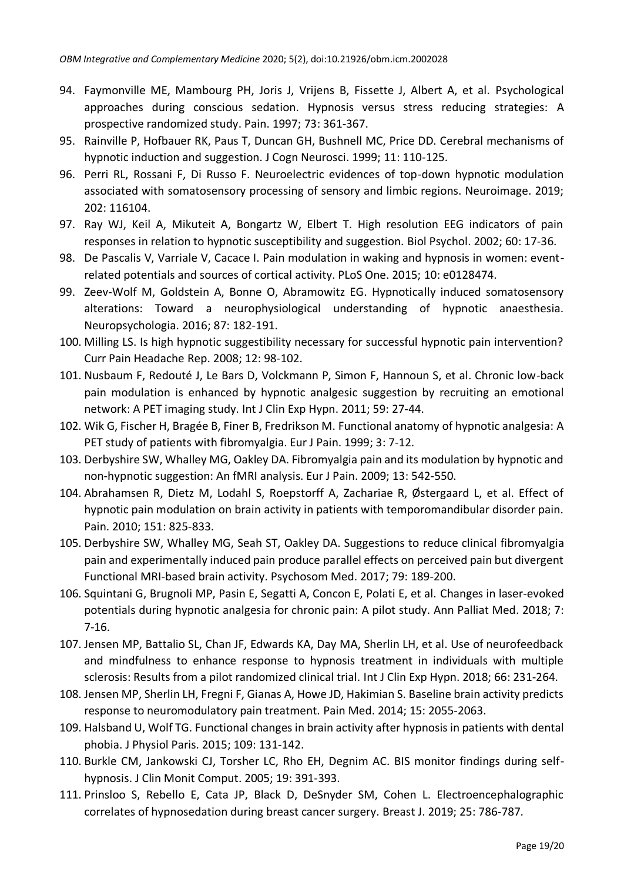94. Faymonville ME, Mambourg PH, Joris J, Vrijens B, Fissette J, Albert A, et al. Psychological approaches during conscious sedation. Hypnosis versus stress reducing strategies: A prospective randomized study. Pain. 1997; 73: 361-367.
95. Rainville P, Hofbauer RK, Paus T, Duncan GH, Bushnell MC, Price DD. Cerebral mechanisms of hypnotic induction and suggestion. J Cogn Neurosci. 1999; 11: 110-125.
96. Perri RL, Rossani F, Di Russo F. Neuroelectric evidences of top-down hypnotic modulation associated with somatosensory processing of sensory and limbic regions. Neuroimage. 2019; 202: 116104.
97. Ray WJ, Keil A, Mikuteit A, Bongartz W, Elbert T. High resolution EEG indicators of pain responses in relation to hypnotic susceptibility and suggestion. Biol Psychol. 2002; 60: 17-36.
98. De Pascalis V, Varriale V, Cacace I. Pain modulation in waking and hypnosis in women: event-related potentials and sources of cortical activity. PLoS One. 2015; 10: e0128474.
99. Zeev-Wolf M, Goldstein A, Bonne O, Abramowitz EG. Hypnotically induced somatosensory alterations: Toward a neurophysiological understanding of hypnotic anaesthesia. Neuropsychologia. 2016; 87: 182-191.
100. Milling LS. Is high hypnotic suggestibility necessary for successful hypnotic pain intervention? Curr Pain Headache Rep. 2008; 12: 98-102.
101. Nusbaum F, Redouté J, Le Bars D, Volckmann P, Simon F, Hannoun S, et al. Chronic low-back pain modulation is enhanced by hypnotic analgesic suggestion by recruiting an emotional network: A PET imaging study. Int J Clin Exp Hypn. 2011; 59: 27-44.
102. Wik G, Fischer H, Bragée B, Finer B, Fredrikson M. Functional anatomy of hypnotic analgesia: A PET study of patients with fibromyalgia. Eur J Pain. 1999; 3: 7-12.
103. Derbyshire SW, Whalley MG, Oakley DA. Fibromyalgia pain and its modulation by hypnotic and non-hypnotic suggestion: An fMRI analysis. Eur J Pain. 2009; 13: 542-550.
104. Abrahamsen R, Dietz M, Lodahl S, Roepstorff A, Zachariae R, Østergaard L, et al. Effect of hypnotic pain modulation on brain activity in patients with temporomandibular disorder pain. Pain. 2010; 151: 825-833.
105. Derbyshire SW, Whalley MG, Seah ST, Oakley DA. Suggestions to reduce clinical fibromyalgia pain and experimentally induced pain produce parallel effects on perceived pain but divergent Functional MRI-based brain activity. Psychosom Med. 2017; 79: 189-200.
106. Squintani G, Brugnoli MP, Pasin E, Segatti A, Concon E, Polati E, et al. Changes in laser-evoked potentials during hypnotic analgesia for chronic pain: A pilot study. Ann Palliat Med. 2018; 7: 7-16.
107. Jensen MP, Battalio SL, Chan JF, Edwards KA, Day MA, Sherlin LH, et al. Use of neurofeedback and mindfulness to enhance response to hypnosis treatment in individuals with multiple sclerosis: Results from a pilot randomized clinical trial. Int J Clin Exp Hypn. 2018; 66: 231-264.
108. Jensen MP, Sherlin LH, Fregni F, Gianas A, Howe JD, Hakimian S. Baseline brain activity predicts response to neuromodulatory pain treatment. Pain Med. 2014; 15: 2055-2063.
109. Halsband U, Wolf TG. Functional changes in brain activity after hypnosis in patients with dental phobia. J Physiol Paris. 2015; 109: 131-142.
110. Burkle CM, Jankowski CJ, Torsher LC, Rho EH, Degnim AC. BIS monitor findings during self-hypnosis. J Clin Monit Comput. 2005; 19: 391-393.
111. Prinsloo S, Rebello E, Cata JP, Black D, DeSnyder SM, Cohen L. Electroencephalographic correlates of hypnosedation during breast cancer surgery. Breast J. 2019; 25: 786-787.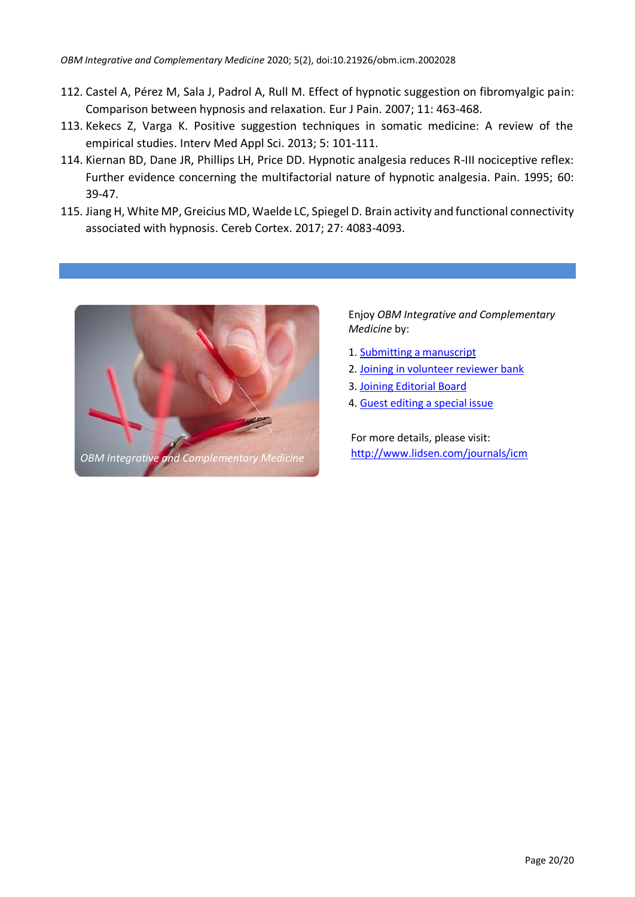112. Castel A, Pérez M, Sala J, Padrol A, Rull M. Effect of hypnotic suggestion on fibromyalgic pain: Comparison between hypnosis and relaxation. Eur J Pain. 2007; 11: 463-468.
113. Kekecs Z, Varga K. Positive suggestion techniques in somatic medicine: A review of the empirical studies. Interv Med Appl Sci. 2013; 5: 101-111.
114. Kiernan BD, Dane JR, Phillips LH, Price DD. Hypnotic analgesia reduces R-III nociceptive reflex: Further evidence concerning the multifactorial nature of hypnotic analgesia. Pain. 1995; 60: 39-47.
115. Jiang H, White MP, Greicius MD, Waelde LC, Spiegel D. Brain activity and functional connectivity associated with hypnosis. Cereb Cortex. 2017; 27: 4083-4093.

*OBM Integrative and Complementary Medicine*

Enjoy *OBM Integrative and Complementary Medicine* by:

1. Submitting a manuscript
2. Joining in volunteer reviewer bank
3. Joining Editorial Board
4. Guest editing a special issue

For more details, please visit:
http://www.lidsen.com/journals/icm